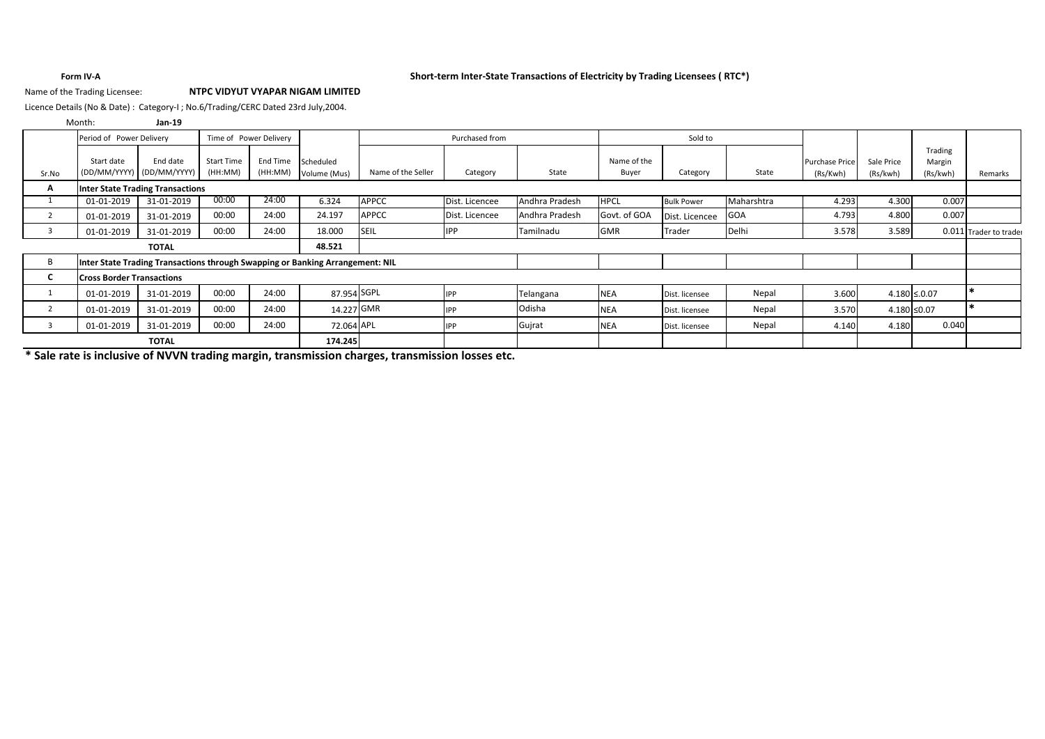**Form IV-A**

**Short-term Inter-State Transactions of Electricity by Trading Licensees ( RTC*)**

Name of the Trading Licensee: **NTPC VIDYUT VYAPAR NIGAM LIMITED**

Licence Details (No & Date) : Category-I ; No.6/Trading/CERC Dated 23rd July,2004.

Month: **Jan-19**

| Sr.No | Period of Power Delivery | | Time of Power Delivery | | | Purchased from | | | Sold to | | | | | | |
|---|---|---|---|---|---|---|---|---|---|---|---|---|---|---|---|
| | Start date (DD/MM/YYYY) | End date (DD/MM/YYYY) | Start Time (HH:MM) | End Time (HH:MM) | Scheduled Volume (Mus) | Name of the Seller | Category | State | Name of the Buyer | Category | State | Purchase Price (Rs/Kwh) | Sale Price (Rs/kwh) | Trading Margin (Rs/kwh) | Remarks |
| **A** | **Inter State Trading Transactions** | | | | | | | | | | | | | | |
| 1 | 01-01-2019 | 31-01-2019 | 00:00 | 24:00 | 6.324 | APPCC | Dist. Licencee | Andhra Pradesh | HPCL | Bulk Power | Maharshtra | 4.293 | 4.300 | 0.007 | |
| 2 | 01-01-2019 | 31-01-2019 | 00:00 | 24:00 | 24.197 | APPCC | Dist. Licencee | Andhra Pradesh | Govt. of GOA | Dist. Licencee | GOA | 4.793 | 4.800 | 0.007 | |
| 3 | 01-01-2019 | 31-01-2019 | 00:00 | 24:00 | 18.000 | SEIL | IPP | Tamilnadu | GMR | Trader | Delhi | 3.578 | 3.589 | 0.011 | Trader to trader |
| | **TOTAL** | | | | **48.521** | | | | | | | | | | |
| B | **Inter State Trading Transactions through Swapping or Banking Arrangement: NIL** | | | | | | | | | | | | | | |
| **C** | **Cross Border Transactions** | | | | | | | | | | | | | | |
| 1 | 01-01-2019 | 31-01-2019 | 00:00 | 24:00 | 87.954 | SGPL | IPP | Telangana | NEA | Dist. licensee | Nepal | 3.600 | 4.180 | ≤.0.07 | * |
| 2 | 01-01-2019 | 31-01-2019 | 00:00 | 24:00 | 14.227 | GMR | IPP | Odisha | NEA | Dist. licensee | Nepal | 3.570 | 4.180 | ≤0.07 | * |
| 3 | 01-01-2019 | 31-01-2019 | 00:00 | 24:00 | 72.064 | APL | IPP | Gujrat | NEA | Dist. licensee | Nepal | 4.140 | 4.180 | 0.040 | |
| | **TOTAL** | | | | **174.245** | | | | | | | | | | |

**\* Sale rate is inclusive of NVVN trading margin, transmission charges, transmission losses etc.**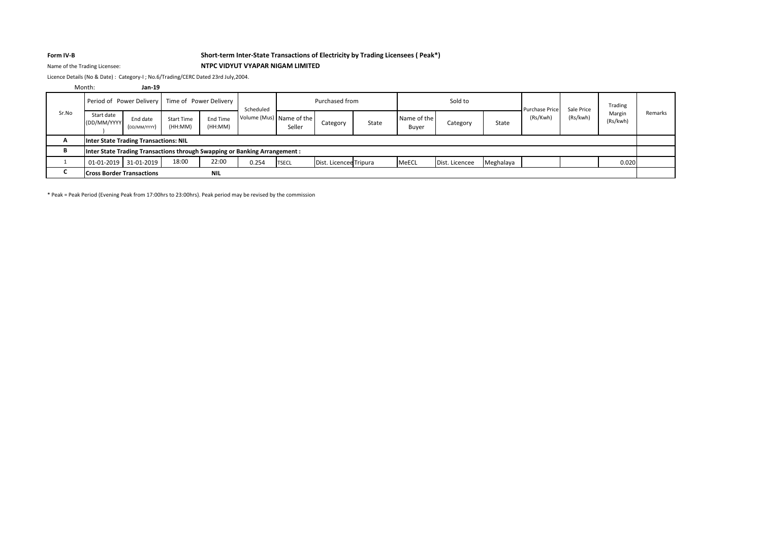**Form IV-B**

**Short-term Inter-State Transactions of Electricity by Trading Licensees ( Peak*)**

Name of the Trading Licensee: **NTPC VIDYUT VYAPAR NIGAM LIMITED**

Licence Details (No & Date) : Category-I ; No.6/Trading/CERC Dated 23rd July,2004.

Month: **Jan-19**

| Sr.No | Period of Power Delivery | | Time of Power Delivery | | Scheduled Volume (Mus) | Purchased from | | | Sold to | | | Purchase Price (Rs/Kwh) | Sale Price (Rs/kwh) | Trading Margin (Rs/kwh) | Remarks |
|---|---|---|---|---|---|---|---|---|---|---|---|---|---|---|---|
| | Start date (DD/MM/YYYY) | End date (DD/MM/YYYY) | Start Time (HH:MM) | End Time (HH:MM) | | Name of the Seller | Category | State | Name of the Buyer | Category | State | | | | |
| **A** | **Inter State Trading Transactions: NIL** | | | | | | | | | | | | | | |
| **B** | **Inter State Trading Transactions through Swapping or Banking Arrangement :** | | | | | | | | | | | | | | |
| 1 | 01-01-2019 | 31-01-2019 | 18:00 | 22:00 | 0.254 | TSECL | Dist. Licencee | Tripura | MeECL | Dist. Licencee | Meghalaya | | | 0.020 | |
| **C** | **Cross Border Transactions** | | | **NIL** | | | | | | | | | | | |

* Peak = Peak Period (Evening Peak from 17:00hrs to 23:00hrs). Peak period may be revised by the commission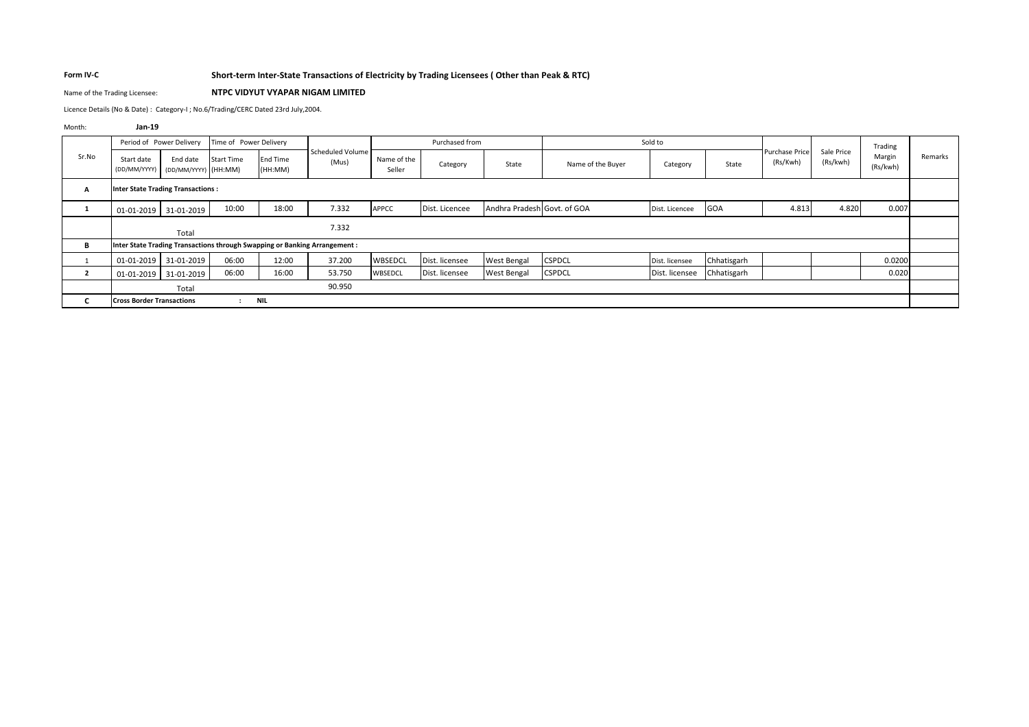**Form IV-C** **Short-term Inter-State Transactions of Electricity by Trading Licensees ( Other than Peak & RTC)**

Name of the Trading Licensee: **NTPC VIDYUT VYAPAR NIGAM LIMITED**

Licence Details (No & Date) : Category-I ; No.6/Trading/CERC Dated 23rd July,2004.

Month: **Jan-19**

| Sr.No | Period of Power Delivery | | Time of Power Delivery | | Scheduled Volume (Mus) | Purchased from | | | Sold to | | | Purchase Price (Rs/Kwh) | Sale Price (Rs/kwh) | Trading Margin (Rs/kwh) | Remarks |
|---|---|---|---|---|---|---|---|---|---|---|---|---|---|---|---|
| | Start date (DD/MM/YYYY) | End date (DD/MM/YYYY) | Start Time (HH:MM) | End Time (HH:MM) | | Name of the Seller | Category | State | Name of the Buyer | Category | State | | | | |
| **A** | **Inter State Trading Transactions :** | | | | | | | | | | | | | | |
| 1 | 01-01-2019 | 31-01-2019 | 10:00 | 18:00 | 7.332 | APPCC | Dist. Licencee | Andhra Pradesh | Govt. of GOA | Dist. Licencee | GOA | 4.813 | 4.820 | 0.007 | |
| | Total | | | | 7.332 | | | | | | | | | | |
| **B** | **Inter State Trading Transactions through Swapping or Banking Arrangement :** | | | | | | | | | | | | | | |
| 1 | 01-01-2019 | 31-01-2019 | 06:00 | 12:00 | 37.200 | WBSEDCL | Dist. licensee | West Bengal | CSPDCL | Dist. licensee | Chhatisgarh | | | 0.0200 | |
| 2 | 01-01-2019 | 31-01-2019 | 06:00 | 16:00 | 53.750 | WBSEDCL | Dist. licensee | West Bengal | CSPDCL | Dist. licensee | Chhatisgarh | | | 0.020 | |
| | Total | | | | 90.950 | | | | | | | | | | |
| **C** | **Cross Border Transactions** | | : | **NIL** | | | | | | | | | | | |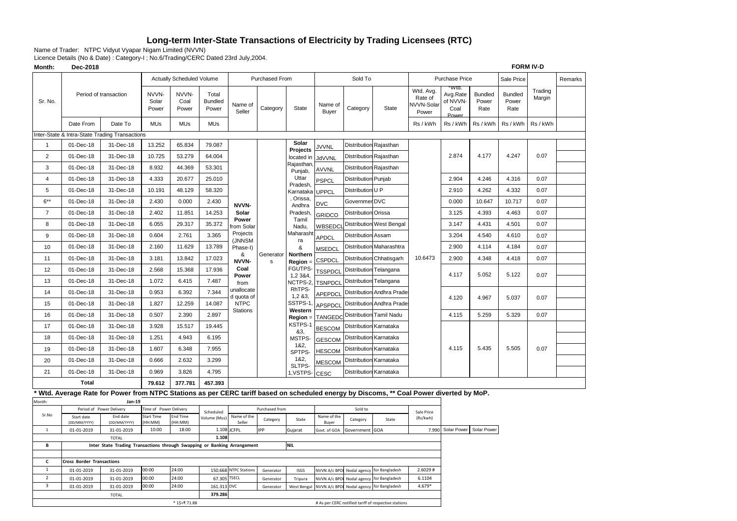# Long-term Inter-State Transactions of Electricity by Trading Licensees (RTC)

Name of Trader: NTPC Vidyut Vyapar Nigam Limited (NVVN)

Licence Details (No & Date) : Category-I ; No.6/Trading/CERC Dated 23rd July,2004.

**Month: Dec-2018** **FORM IV-D**

| Sr. No. | Period of transaction | | Actually Scheduled Volume | | | Purchased From | | | Sold To | | | Purchase Price | | | Sale Price | | Remarks |
|---|---|---|---|---|---|---|---|---|---|---|---|---|---|---|---|---|---|
| | | | NVVN-Solar Power | NVVN-Coal Power | Total Bundled Power | Name of Seller | Category | State | Name of Buyer | Category | State | Wtd. Avg. Rate of NVVN-Solar Power | *Wtd. Avg.Rate of NVVN-Coal Power | Bundled Power Rate | Bundled Power Rate | Trading Margin | |
| | Date From | Date To | MUs | MUs | MUs | | | | | | | Rs / kWh | Rs / kWh | Rs / kWh | Rs / kWh | Rs / kWh | |
| Inter-State & Intra-State Trading Transactions | | | | | | | | | | | | | | | | | |
| 1 | 01-Dec-18 | 31-Dec-18 | 13.252 | 65.834 | 79.087 | NVVN-Solar Power from Solar Projects (JNNSM Phase-I) & NVVN-Coal Power from unallocated quota of NTPC Stations | Generators | Solar Projects located in Rajasthan, Punjab, Uttar Pradesh, Karnataka, Orissa, Andhra Pradesh, Tamil Nadu, Maharashtra & **Northern Region** = FGUTPS-1,2 3&4, NCTPS-2, RhTPS-1,2 &3, SSTPS-1, **Western Region** = KSTPS-1 &3, MSTPS-1&2, SPTPS-1&2, SLTPS-1,VSTPS- | JVVNL | Distribution | Rajasthan | 10.6473 | 2.874 | 4.177 | 4.247 | 0.07 | |
| 2 | 01-Dec-18 | 31-Dec-18 | 10.725 | 53.279 | 64.004 | | | | JdVVNL | Distribution | Rajasthan | | | | | | |
| 3 | 01-Dec-18 | 31-Dec-18 | 8.932 | 44.369 | 53.301 | | | | AVVNL | Distribution | Rajasthan | | | | | | |
| 4 | 01-Dec-18 | 31-Dec-18 | 4.333 | 20.677 | 25.010 | | | | PSPCL | Distribution | Punjab | | 2.904 | 4.246 | 4.316 | 0.07 | |
| 5 | 01-Dec-18 | 31-Dec-18 | 10.191 | 48.129 | 58.320 | | | | UPPCL | Distribution | U P | | 2.910 | 4.262 | 4.332 | 0.07 | |
| 6** | 01-Dec-18 | 31-Dec-18 | 2.430 | 0.000 | 2.430 | | | | DVC | Government | DVC | | 0.000 | 10.647 | 10.717 | 0.07 | |
| 7 | 01-Dec-18 | 31-Dec-18 | 2.402 | 11.851 | 14.253 | | | | GRIDCO | Distribution | Orissa | | 3.125 | 4.393 | 4.463 | 0.07 | |
| 8 | 01-Dec-18 | 31-Dec-18 | 6.055 | 29.317 | 35.372 | | | | WBSEDCL | Distribution | West Bengal | | 3.147 | 4.431 | 4.501 | 0.07 | |
| 9 | 01-Dec-18 | 31-Dec-18 | 0.604 | 2.761 | 3.365 | | | | APDCL | Distribution | Assam | | 3.204 | 4.540 | 4.610 | 0.07 | |
| 10 | 01-Dec-18 | 31-Dec-18 | 2.160 | 11.629 | 13.789 | | | | MSEDCL | Distribution | Maharashtra | | 2.900 | 4.114 | 4.184 | 0.07 | |
| 11 | 01-Dec-18 | 31-Dec-18 | 3.181 | 13.842 | 17.023 | | | | CSPDCL | Distribution | Chhatisgarh | | 2.900 | 4.348 | 4.418 | 0.07 | |
| 12 | 01-Dec-18 | 31-Dec-18 | 2.568 | 15.368 | 17.936 | | | | TSSPDCL | Distribution | Telangana | | 4.117 | 5.052 | 5.122 | 0.07 | |
| 13 | 01-Dec-18 | 31-Dec-18 | 1.072 | 6.415 | 7.487 | | | | TSNPDCL | Distribution | Telangana | | | | | | |
| 14 | 01-Dec-18 | 31-Dec-18 | 0.953 | 6.392 | 7.344 | | | | APEPDCL | Distribution | Andhra Pradesh | | 4.120 | 4.967 | 5.037 | 0.07 | |
| 15 | 01-Dec-18 | 31-Dec-18 | 1.827 | 12.259 | 14.087 | | | | APSPDCL | Distribution | Andhra Pradesh | | | | | | |
| 16 | 01-Dec-18 | 31-Dec-18 | 0.507 | 2.390 | 2.897 | | | | TANGEDCO | Distribution | Tamil Nadu | | 4.115 | 5.259 | 5.329 | 0.07 | |
| 17 | 01-Dec-18 | 31-Dec-18 | 3.928 | 15.517 | 19.445 | | | | BESCOM | Distribution | Karnataka | | 4.115 | 5.435 | 5.505 | 0.07 | |
| 18 | 01-Dec-18 | 31-Dec-18 | 1.251 | 4.943 | 6.195 | | | | GESCOM | Distribution | Karnataka | | | | | | |
| 19 | 01-Dec-18 | 31-Dec-18 | 1.607 | 6.348 | 7.955 | | | | HESCOM | Distribution | Karnataka | | | | | | |
| 20 | 01-Dec-18 | 31-Dec-18 | 0.666 | 2.632 | 3.299 | | | | MESCOM | Distribution | Karnataka | | | | | | |
| 21 | 01-Dec-18 | 31-Dec-18 | 0.969 | 3.826 | 4.795 | | | | CESC | Distribution | Karnataka | | | | | | |
| **Total** | | | **79.612** | **377.781** | **457.393** | | | | | | | | | | | | |

**\* Wtd. Average Rate for Power from NTPC Stations as per CERC tariff based on scheduled energy by Discoms, \*\* Coal Power diverted by MoP.**

Month: Jan-19

| Sr.No | Period of Power Delivery | | Time of Power Delivery | | Scheduled Volume (Mus) | Purchased from | | | Sold to | | | Sale Price (Rs/kwh) | | |
|---|---|---|---|---|---|---|---|---|---|---|---|---|---|---|
| | Start date (DD/MM/YYYY) | End date (DD/MM/YYYY) | Start Time (HH:MM) | End Time (HH:MM) | | Name of the Seller | Category | State | Name of the Buyer | Category | State | | | |
| 1 | 01-01-2019 | 31-01-2019 | 10:00 | 18:00 | 1.108 | JCFPL | IPP | Gujarat | Govt. of GOA | Government | GOA | 7.990 | Solar Power | Solar Power |
| | TOTAL | | | | 1.108 | | | | | | | | | |
| B | Inter State Trading Transactions through Swapping or Banking Arrangement | | | | | | | NIL | | | | | | |
| C | Cross Border Transactions | | | | | | | | | | | | | |
| 1 | 01-01-2019 | 31-01-2019 | 00:00 | 24:00 | 150.668 | NTPC Stations | Generator | ISGS | NVVN A/c BPDB | Nodal agency | for Bangladesh | 2.6029 # | | |
| 2 | 01-01-2019 | 31-01-2019 | 00:00 | 24:00 | 67.305 | TSECL | Generator | Tripura | NVVN A/c BPDB | Nodal agency | for Bangladesh | 6.1104 | | |
| 3 | 01-01-2019 | 31-01-2019 | 00:00 | 24:00 | 161.313 | DVC | Generator | West Bengal | NVVN A/c BPDB | Nodal agency | for Bangladesh | 4.679* | | |
| | TOTAL | | | | 379.286 | | | | | | | | | |
| | | | | * 1$=₹ 71.88 | | | | | # As per CERC notified tariff of respective stations | | | | | |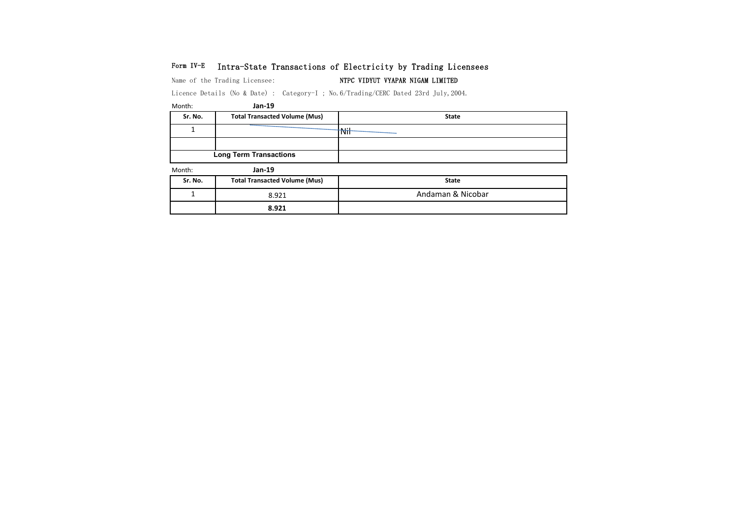Form IV-E **Intra-State Transactions of Electricity by Trading Licensees**

Name of the Trading Licensee: **NTPC VIDYUT VYAPAR NIGAM LIMITED**

Licence Details (No & Date) : Category-I ; No.6/Trading/CERC Dated 23rd July,2004.

Month: **Jan-19**

| Sr. No. | Total Transacted Volume (Mus) | State |
|---|---|---|
| 1 | | Nil |
| | | |
| **Long Term Transactions** | | |

Month: **Jan-19**

| Sr. No. | Total Transacted Volume (Mus) | State |
|---|---|---|
| 1 | 8.921 | Andaman & Nicobar |
| | **8.921** | |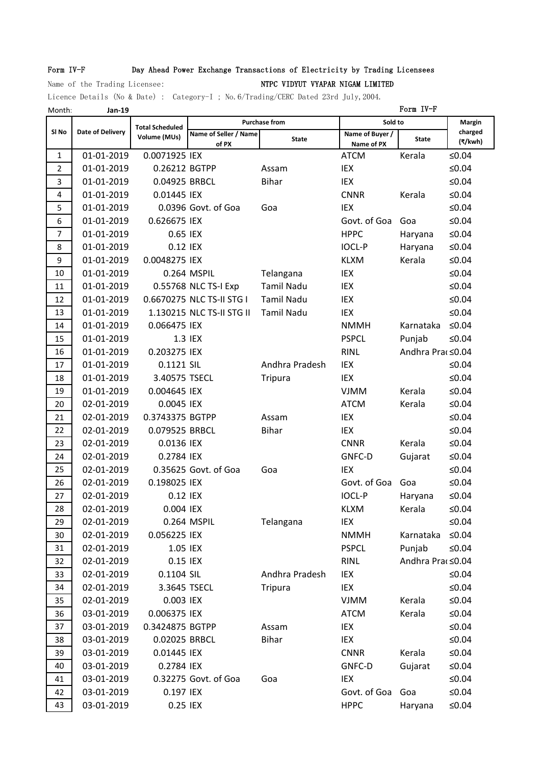Form IV-F Day Ahead Power Exchange Transactions of Electricity by Trading Licensees

Name of the Trading Licensee: NTPC VIDYUT VYAPAR NIGAM LIMITED

Licence Details (No & Date) : Category-I ; No.6/Trading/CERC Dated 23rd July,2004.

Month: **Jan-19** Form IV-F

| Sl No | Date of Delivery | Total Scheduled Volume (MUs) | Purchase from | | Sold to | | Margin charged (₹/kwh) |
|---|---|---|---|---|---|---|---|
| | | | Name of Seller / Name of PX | State | Name of Buyer / Name of PX | State | |
| 1 | 01-01-2019 | 0.0071925 | IEX | | ATCM | Kerala | ≤0.04 |
| 2 | 01-01-2019 | 0.26212 | BGTPP | Assam | IEX | | ≤0.04 |
| 3 | 01-01-2019 | 0.04925 | BRBCL | Bihar | IEX | | ≤0.04 |
| 4 | 01-01-2019 | 0.01445 | IEX | | CNNR | Kerala | ≤0.04 |
| 5 | 01-01-2019 | 0.0396 | Govt. of Goa | Goa | IEX | | ≤0.04 |
| 6 | 01-01-2019 | 0.626675 | IEX | | Govt. of Goa | Goa | ≤0.04 |
| 7 | 01-01-2019 | 0.65 | IEX | | HPPC | Haryana | ≤0.04 |
| 8 | 01-01-2019 | 0.12 | IEX | | IOCL-P | Haryana | ≤0.04 |
| 9 | 01-01-2019 | 0.0048275 | IEX | | KLXM | Kerala | ≤0.04 |
| 10 | 01-01-2019 | 0.264 | MSPIL | Telangana | IEX | | ≤0.04 |
| 11 | 01-01-2019 | 0.55768 | NLC TS-I Exp | Tamil Nadu | IEX | | ≤0.04 |
| 12 | 01-01-2019 | 0.6670275 | NLC TS-II STG I | Tamil Nadu | IEX | | ≤0.04 |
| 13 | 01-01-2019 | 1.130215 | NLC TS-II STG II | Tamil Nadu | IEX | | ≤0.04 |
| 14 | 01-01-2019 | 0.066475 | IEX | | NMMH | Karnataka | ≤0.04 |
| 15 | 01-01-2019 | 1.3 | IEX | | PSPCL | Punjab | ≤0.04 |
| 16 | 01-01-2019 | 0.203275 | IEX | | RINL | Andhra Pradesh | ≤0.04 |
| 17 | 01-01-2019 | 0.1121 | SIL | Andhra Pradesh | IEX | | ≤0.04 |
| 18 | 01-01-2019 | 3.40575 | TSECL | Tripura | IEX | | ≤0.04 |
| 19 | 01-01-2019 | 0.004645 | IEX | | VJMM | Kerala | ≤0.04 |
| 20 | 02-01-2019 | 0.0045 | IEX | | ATCM | Kerala | ≤0.04 |
| 21 | 02-01-2019 | 0.3743375 | BGTPP | Assam | IEX | | ≤0.04 |
| 22 | 02-01-2019 | 0.079525 | BRBCL | Bihar | IEX | | ≤0.04 |
| 23 | 02-01-2019 | 0.0136 | IEX | | CNNR | Kerala | ≤0.04 |
| 24 | 02-01-2019 | 0.2784 | IEX | | GNFC-D | Gujarat | ≤0.04 |
| 25 | 02-01-2019 | 0.35625 | Govt. of Goa | Goa | IEX | | ≤0.04 |
| 26 | 02-01-2019 | 0.198025 | IEX | | Govt. of Goa | Goa | ≤0.04 |
| 27 | 02-01-2019 | 0.12 | IEX | | IOCL-P | Haryana | ≤0.04 |
| 28 | 02-01-2019 | 0.004 | IEX | | KLXM | Kerala | ≤0.04 |
| 29 | 02-01-2019 | 0.264 | MSPIL | Telangana | IEX | | ≤0.04 |
| 30 | 02-01-2019 | 0.056225 | IEX | | NMMH | Karnataka | ≤0.04 |
| 31 | 02-01-2019 | 1.05 | IEX | | PSPCL | Punjab | ≤0.04 |
| 32 | 02-01-2019 | 0.15 | IEX | | RINL | Andhra Pradesh | ≤0.04 |
| 33 | 02-01-2019 | 0.1104 | SIL | Andhra Pradesh | IEX | | ≤0.04 |
| 34 | 02-01-2019 | 3.3645 | TSECL | Tripura | IEX | | ≤0.04 |
| 35 | 02-01-2019 | 0.003 | IEX | | VJMM | Kerala | ≤0.04 |
| 36 | 03-01-2019 | 0.006375 | IEX | | ATCM | Kerala | ≤0.04 |
| 37 | 03-01-2019 | 0.3424875 | BGTPP | Assam | IEX | | ≤0.04 |
| 38 | 03-01-2019 | 0.02025 | BRBCL | Bihar | IEX | | ≤0.04 |
| 39 | 03-01-2019 | 0.01445 | IEX | | CNNR | Kerala | ≤0.04 |
| 40 | 03-01-2019 | 0.2784 | IEX | | GNFC-D | Gujarat | ≤0.04 |
| 41 | 03-01-2019 | 0.32275 | Govt. of Goa | Goa | IEX | | ≤0.04 |
| 42 | 03-01-2019 | 0.197 | IEX | | Govt. of Goa | Goa | ≤0.04 |
| 43 | 03-01-2019 | 0.25 | IEX | | HPPC | Haryana | ≤0.04 |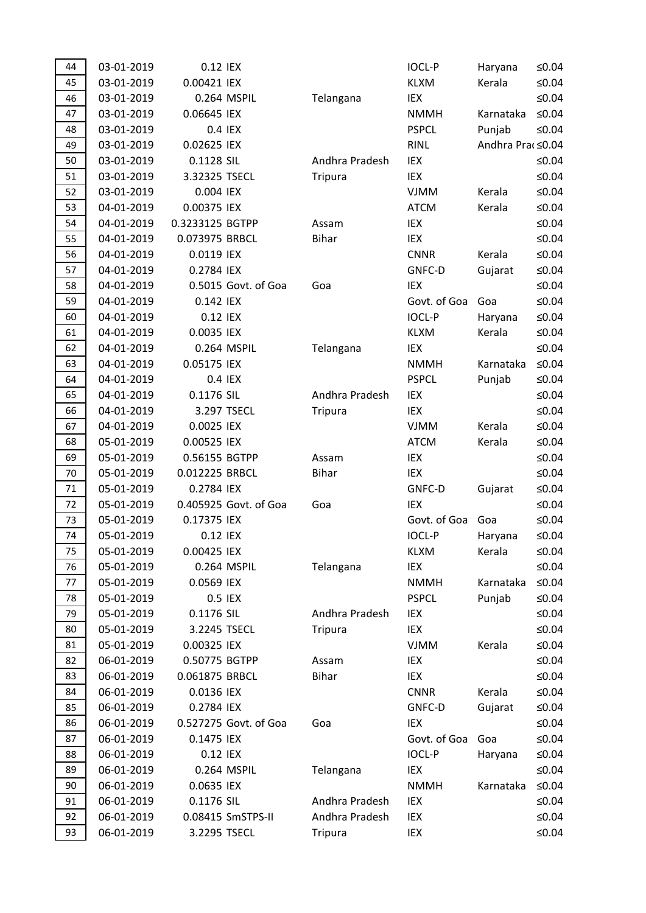| | | | | | | | |
|---|---|---|---|---|---|---|---|
| 44 | 03-01-2019 | 0.12 | IEX | | IOCL-P | Haryana | ≤0.04 |
| 45 | 03-01-2019 | 0.00421 | IEX | | KLXM | Kerala | ≤0.04 |
| 46 | 03-01-2019 | 0.264 | MSPIL | Telangana | IEX | | ≤0.04 |
| 47 | 03-01-2019 | 0.06645 | IEX | | NMMH | Karnataka | ≤0.04 |
| 48 | 03-01-2019 | 0.4 | IEX | | PSPCL | Punjab | ≤0.04 |
| 49 | 03-01-2019 | 0.02625 | IEX | | RINL | Andhra Prad | ≤0.04 |
| 50 | 03-01-2019 | 0.1128 | SIL | Andhra Pradesh | IEX | | ≤0.04 |
| 51 | 03-01-2019 | 3.32325 | TSECL | Tripura | IEX | | ≤0.04 |
| 52 | 03-01-2019 | 0.004 | IEX | | VJMM | Kerala | ≤0.04 |
| 53 | 04-01-2019 | 0.00375 | IEX | | ATCM | Kerala | ≤0.04 |
| 54 | 04-01-2019 | 0.3233125 | BGTPP | Assam | IEX | | ≤0.04 |
| 55 | 04-01-2019 | 0.073975 | BRBCL | Bihar | IEX | | ≤0.04 |
| 56 | 04-01-2019 | 0.0119 | IEX | | CNNR | Kerala | ≤0.04 |
| 57 | 04-01-2019 | 0.2784 | IEX | | GNFC-D | Gujarat | ≤0.04 |
| 58 | 04-01-2019 | 0.5015 | Govt. of Goa | Goa | IEX | | ≤0.04 |
| 59 | 04-01-2019 | 0.142 | IEX | | Govt. of Goa | Goa | ≤0.04 |
| 60 | 04-01-2019 | 0.12 | IEX | | IOCL-P | Haryana | ≤0.04 |
| 61 | 04-01-2019 | 0.0035 | IEX | | KLXM | Kerala | ≤0.04 |
| 62 | 04-01-2019 | 0.264 | MSPIL | Telangana | IEX | | ≤0.04 |
| 63 | 04-01-2019 | 0.05175 | IEX | | NMMH | Karnataka | ≤0.04 |
| 64 | 04-01-2019 | 0.4 | IEX | | PSPCL | Punjab | ≤0.04 |
| 65 | 04-01-2019 | 0.1176 | SIL | Andhra Pradesh | IEX | | ≤0.04 |
| 66 | 04-01-2019 | 3.297 | TSECL | Tripura | IEX | | ≤0.04 |
| 67 | 04-01-2019 | 0.0025 | IEX | | VJMM | Kerala | ≤0.04 |
| 68 | 05-01-2019 | 0.00525 | IEX | | ATCM | Kerala | ≤0.04 |
| 69 | 05-01-2019 | 0.56155 | BGTPP | Assam | IEX | | ≤0.04 |
| 70 | 05-01-2019 | 0.012225 | BRBCL | Bihar | IEX | | ≤0.04 |
| 71 | 05-01-2019 | 0.2784 | IEX | | GNFC-D | Gujarat | ≤0.04 |
| 72 | 05-01-2019 | 0.405925 | Govt. of Goa | Goa | IEX | | ≤0.04 |
| 73 | 05-01-2019 | 0.17375 | IEX | | Govt. of Goa | Goa | ≤0.04 |
| 74 | 05-01-2019 | 0.12 | IEX | | IOCL-P | Haryana | ≤0.04 |
| 75 | 05-01-2019 | 0.00425 | IEX | | KLXM | Kerala | ≤0.04 |
| 76 | 05-01-2019 | 0.264 | MSPIL | Telangana | IEX | | ≤0.04 |
| 77 | 05-01-2019 | 0.0569 | IEX | | NMMH | Karnataka | ≤0.04 |
| 78 | 05-01-2019 | 0.5 | IEX | | PSPCL | Punjab | ≤0.04 |
| 79 | 05-01-2019 | 0.1176 | SIL | Andhra Pradesh | IEX | | ≤0.04 |
| 80 | 05-01-2019 | 3.2245 | TSECL | Tripura | IEX | | ≤0.04 |
| 81 | 05-01-2019 | 0.00325 | IEX | | VJMM | Kerala | ≤0.04 |
| 82 | 06-01-2019 | 0.50775 | BGTPP | Assam | IEX | | ≤0.04 |
| 83 | 06-01-2019 | 0.061875 | BRBCL | Bihar | IEX | | ≤0.04 |
| 84 | 06-01-2019 | 0.0136 | IEX | | CNNR | Kerala | ≤0.04 |
| 85 | 06-01-2019 | 0.2784 | IEX | | GNFC-D | Gujarat | ≤0.04 |
| 86 | 06-01-2019 | 0.527275 | Govt. of Goa | Goa | IEX | | ≤0.04 |
| 87 | 06-01-2019 | 0.1475 | IEX | | Govt. of Goa | Goa | ≤0.04 |
| 88 | 06-01-2019 | 0.12 | IEX | | IOCL-P | Haryana | ≤0.04 |
| 89 | 06-01-2019 | 0.264 | MSPIL | Telangana | IEX | | ≤0.04 |
| 90 | 06-01-2019 | 0.0635 | IEX | | NMMH | Karnataka | ≤0.04 |
| 91 | 06-01-2019 | 0.1176 | SIL | Andhra Pradesh | IEX | | ≤0.04 |
| 92 | 06-01-2019 | 0.08415 | SmSTPS-II | Andhra Pradesh | IEX | | ≤0.04 |
| 93 | 06-01-2019 | 3.2295 | TSECL | Tripura | IEX | | ≤0.04 |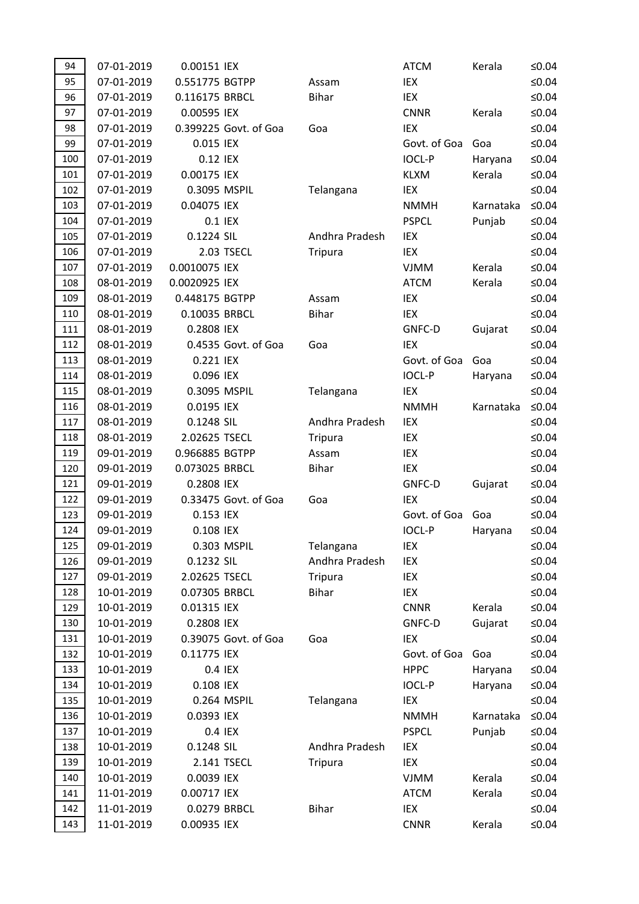| | | | | | | | |
|---|---|---|---|---|---|---|---|
| 94 | 07-01-2019 | 0.00151 | IEX | | ATCM | Kerala | ≤0.04 |
| 95 | 07-01-2019 | 0.551775 | BGTPP | Assam | IEX | | ≤0.04 |
| 96 | 07-01-2019 | 0.116175 | BRBCL | Bihar | IEX | | ≤0.04 |
| 97 | 07-01-2019 | 0.00595 | IEX | | CNNR | Kerala | ≤0.04 |
| 98 | 07-01-2019 | 0.399225 | Govt. of Goa | Goa | IEX | | ≤0.04 |
| 99 | 07-01-2019 | 0.015 | IEX | | Govt. of Goa | Goa | ≤0.04 |
| 100 | 07-01-2019 | 0.12 | IEX | | IOCL-P | Haryana | ≤0.04 |
| 101 | 07-01-2019 | 0.00175 | IEX | | KLXM | Kerala | ≤0.04 |
| 102 | 07-01-2019 | 0.3095 | MSPIL | Telangana | IEX | | ≤0.04 |
| 103 | 07-01-2019 | 0.04075 | IEX | | NMMH | Karnataka | ≤0.04 |
| 104 | 07-01-2019 | 0.1 | IEX | | PSPCL | Punjab | ≤0.04 |
| 105 | 07-01-2019 | 0.1224 | SIL | Andhra Pradesh | IEX | | ≤0.04 |
| 106 | 07-01-2019 | 2.03 | TSECL | Tripura | IEX | | ≤0.04 |
| 107 | 07-01-2019 | 0.0010075 | IEX | | VJMM | Kerala | ≤0.04 |
| 108 | 08-01-2019 | 0.0020925 | IEX | | ATCM | Kerala | ≤0.04 |
| 109 | 08-01-2019 | 0.448175 | BGTPP | Assam | IEX | | ≤0.04 |
| 110 | 08-01-2019 | 0.10035 | BRBCL | Bihar | IEX | | ≤0.04 |
| 111 | 08-01-2019 | 0.2808 | IEX | | GNFC-D | Gujarat | ≤0.04 |
| 112 | 08-01-2019 | 0.4535 | Govt. of Goa | Goa | IEX | | ≤0.04 |
| 113 | 08-01-2019 | 0.221 | IEX | | Govt. of Goa | Goa | ≤0.04 |
| 114 | 08-01-2019 | 0.096 | IEX | | IOCL-P | Haryana | ≤0.04 |
| 115 | 08-01-2019 | 0.3095 | MSPIL | Telangana | IEX | | ≤0.04 |
| 116 | 08-01-2019 | 0.0195 | IEX | | NMMH | Karnataka | ≤0.04 |
| 117 | 08-01-2019 | 0.1248 | SIL | Andhra Pradesh | IEX | | ≤0.04 |
| 118 | 08-01-2019 | 2.02625 | TSECL | Tripura | IEX | | ≤0.04 |
| 119 | 09-01-2019 | 0.966885 | BGTPP | Assam | IEX | | ≤0.04 |
| 120 | 09-01-2019 | 0.073025 | BRBCL | Bihar | IEX | | ≤0.04 |
| 121 | 09-01-2019 | 0.2808 | IEX | | GNFC-D | Gujarat | ≤0.04 |
| 122 | 09-01-2019 | 0.33475 | Govt. of Goa | Goa | IEX | | ≤0.04 |
| 123 | 09-01-2019 | 0.153 | IEX | | Govt. of Goa | Goa | ≤0.04 |
| 124 | 09-01-2019 | 0.108 | IEX | | IOCL-P | Haryana | ≤0.04 |
| 125 | 09-01-2019 | 0.303 | MSPIL | Telangana | IEX | | ≤0.04 |
| 126 | 09-01-2019 | 0.1232 | SIL | Andhra Pradesh | IEX | | ≤0.04 |
| 127 | 09-01-2019 | 2.02625 | TSECL | Tripura | IEX | | ≤0.04 |
| 128 | 10-01-2019 | 0.07305 | BRBCL | Bihar | IEX | | ≤0.04 |
| 129 | 10-01-2019 | 0.01315 | IEX | | CNNR | Kerala | ≤0.04 |
| 130 | 10-01-2019 | 0.2808 | IEX | | GNFC-D | Gujarat | ≤0.04 |
| 131 | 10-01-2019 | 0.39075 | Govt. of Goa | Goa | IEX | | ≤0.04 |
| 132 | 10-01-2019 | 0.11775 | IEX | | Govt. of Goa | Goa | ≤0.04 |
| 133 | 10-01-2019 | 0.4 | IEX | | HPPC | Haryana | ≤0.04 |
| 134 | 10-01-2019 | 0.108 | IEX | | IOCL-P | Haryana | ≤0.04 |
| 135 | 10-01-2019 | 0.264 | MSPIL | Telangana | IEX | | ≤0.04 |
| 136 | 10-01-2019 | 0.0393 | IEX | | NMMH | Karnataka | ≤0.04 |
| 137 | 10-01-2019 | 0.4 | IEX | | PSPCL | Punjab | ≤0.04 |
| 138 | 10-01-2019 | 0.1248 | SIL | Andhra Pradesh | IEX | | ≤0.04 |
| 139 | 10-01-2019 | 2.141 | TSECL | Tripura | IEX | | ≤0.04 |
| 140 | 10-01-2019 | 0.0039 | IEX | | VJMM | Kerala | ≤0.04 |
| 141 | 11-01-2019 | 0.00717 | IEX | | ATCM | Kerala | ≤0.04 |
| 142 | 11-01-2019 | 0.0279 | BRBCL | Bihar | IEX | | ≤0.04 |
| 143 | 11-01-2019 | 0.00935 | IEX | | CNNR | Kerala | ≤0.04 |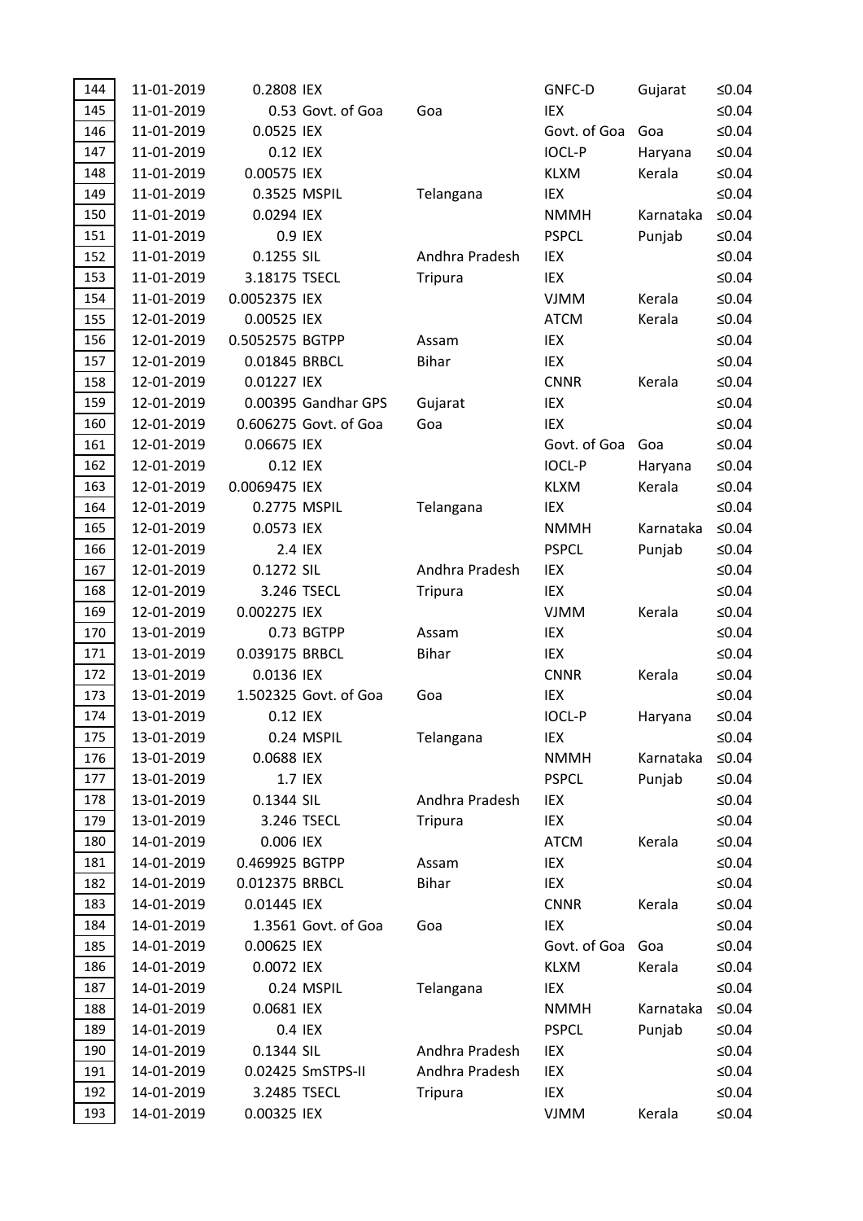| | | | | | | | |
|---|---|---|---|---|---|---|---|
| 144 | 11-01-2019 | 0.2808 | IEX | | GNFC-D | Gujarat | ≤0.04 |
| 145 | 11-01-2019 | 0.53 | Govt. of Goa | Goa | IEX | | ≤0.04 |
| 146 | 11-01-2019 | 0.0525 | IEX | | Govt. of Goa | Goa | ≤0.04 |
| 147 | 11-01-2019 | 0.12 | IEX | | IOCL-P | Haryana | ≤0.04 |
| 148 | 11-01-2019 | 0.00575 | IEX | | KLXM | Kerala | ≤0.04 |
| 149 | 11-01-2019 | 0.3525 | MSPIL | Telangana | IEX | | ≤0.04 |
| 150 | 11-01-2019 | 0.0294 | IEX | | NMMH | Karnataka | ≤0.04 |
| 151 | 11-01-2019 | 0.9 | IEX | | PSPCL | Punjab | ≤0.04 |
| 152 | 11-01-2019 | 0.1255 | SIL | Andhra Pradesh | IEX | | ≤0.04 |
| 153 | 11-01-2019 | 3.18175 | TSECL | Tripura | IEX | | ≤0.04 |
| 154 | 11-01-2019 | 0.0052375 | IEX | | VJMM | Kerala | ≤0.04 |
| 155 | 12-01-2019 | 0.00525 | IEX | | ATCM | Kerala | ≤0.04 |
| 156 | 12-01-2019 | 0.5052575 | BGTPP | Assam | IEX | | ≤0.04 |
| 157 | 12-01-2019 | 0.01845 | BRBCL | Bihar | IEX | | ≤0.04 |
| 158 | 12-01-2019 | 0.01227 | IEX | | CNNR | Kerala | ≤0.04 |
| 159 | 12-01-2019 | 0.00395 | Gandhar GPS | Gujarat | IEX | | ≤0.04 |
| 160 | 12-01-2019 | 0.606275 | Govt. of Goa | Goa | IEX | | ≤0.04 |
| 161 | 12-01-2019 | 0.06675 | IEX | | Govt. of Goa | Goa | ≤0.04 |
| 162 | 12-01-2019 | 0.12 | IEX | | IOCL-P | Haryana | ≤0.04 |
| 163 | 12-01-2019 | 0.0069475 | IEX | | KLXM | Kerala | ≤0.04 |
| 164 | 12-01-2019 | 0.2775 | MSPIL | Telangana | IEX | | ≤0.04 |
| 165 | 12-01-2019 | 0.0573 | IEX | | NMMH | Karnataka | ≤0.04 |
| 166 | 12-01-2019 | 2.4 | IEX | | PSPCL | Punjab | ≤0.04 |
| 167 | 12-01-2019 | 0.1272 | SIL | Andhra Pradesh | IEX | | ≤0.04 |
| 168 | 12-01-2019 | 3.246 | TSECL | Tripura | IEX | | ≤0.04 |
| 169 | 12-01-2019 | 0.002275 | IEX | | VJMM | Kerala | ≤0.04 |
| 170 | 13-01-2019 | 0.73 | BGTPP | Assam | IEX | | ≤0.04 |
| 171 | 13-01-2019 | 0.039175 | BRBCL | Bihar | IEX | | ≤0.04 |
| 172 | 13-01-2019 | 0.0136 | IEX | | CNNR | Kerala | ≤0.04 |
| 173 | 13-01-2019 | 1.502325 | Govt. of Goa | Goa | IEX | | ≤0.04 |
| 174 | 13-01-2019 | 0.12 | IEX | | IOCL-P | Haryana | ≤0.04 |
| 175 | 13-01-2019 | 0.24 | MSPIL | Telangana | IEX | | ≤0.04 |
| 176 | 13-01-2019 | 0.0688 | IEX | | NMMH | Karnataka | ≤0.04 |
| 177 | 13-01-2019 | 1.7 | IEX | | PSPCL | Punjab | ≤0.04 |
| 178 | 13-01-2019 | 0.1344 | SIL | Andhra Pradesh | IEX | | ≤0.04 |
| 179 | 13-01-2019 | 3.246 | TSECL | Tripura | IEX | | ≤0.04 |
| 180 | 14-01-2019 | 0.006 | IEX | | ATCM | Kerala | ≤0.04 |
| 181 | 14-01-2019 | 0.469925 | BGTPP | Assam | IEX | | ≤0.04 |
| 182 | 14-01-2019 | 0.012375 | BRBCL | Bihar | IEX | | ≤0.04 |
| 183 | 14-01-2019 | 0.01445 | IEX | | CNNR | Kerala | ≤0.04 |
| 184 | 14-01-2019 | 1.3561 | Govt. of Goa | Goa | IEX | | ≤0.04 |
| 185 | 14-01-2019 | 0.00625 | IEX | | Govt. of Goa | Goa | ≤0.04 |
| 186 | 14-01-2019 | 0.0072 | IEX | | KLXM | Kerala | ≤0.04 |
| 187 | 14-01-2019 | 0.24 | MSPIL | Telangana | IEX | | ≤0.04 |
| 188 | 14-01-2019 | 0.0681 | IEX | | NMMH | Karnataka | ≤0.04 |
| 189 | 14-01-2019 | 0.4 | IEX | | PSPCL | Punjab | ≤0.04 |
| 190 | 14-01-2019 | 0.1344 | SIL | Andhra Pradesh | IEX | | ≤0.04 |
| 191 | 14-01-2019 | 0.02425 | SmSTPS-II | Andhra Pradesh | IEX | | ≤0.04 |
| 192 | 14-01-2019 | 3.2485 | TSECL | Tripura | IEX | | ≤0.04 |
| 193 | 14-01-2019 | 0.00325 | IEX | | VJMM | Kerala | ≤0.04 |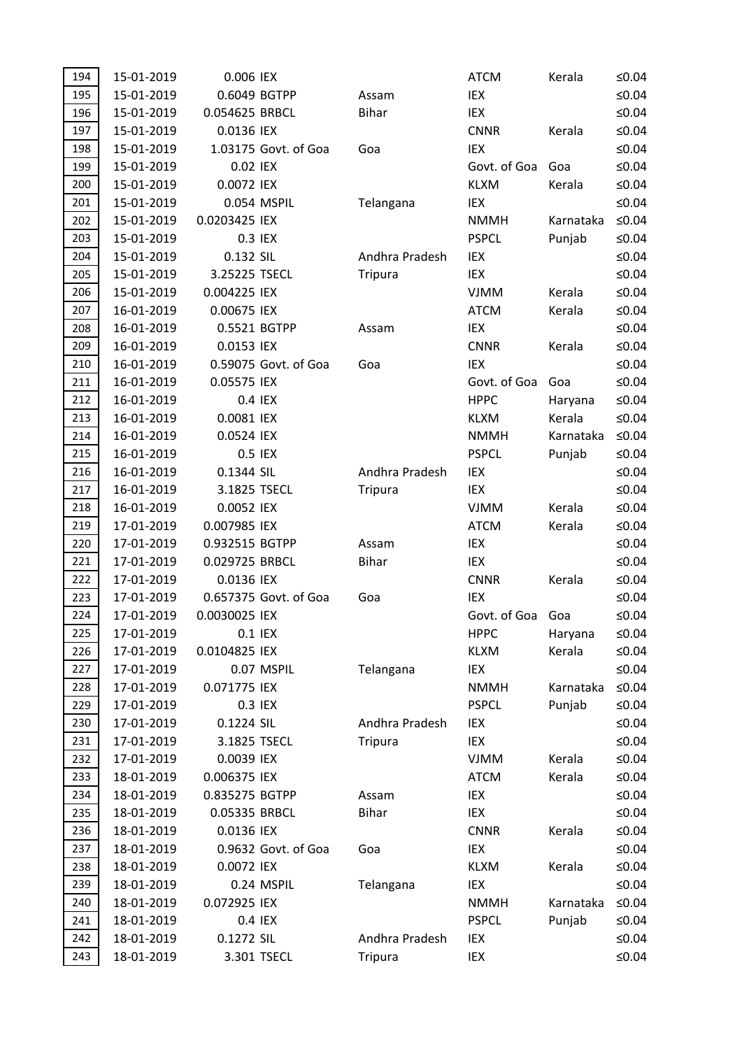| | | | | | | | |
|---|---|---|---|---|---|---|---|
| 194 | 15-01-2019 | 0.006 | IEX | | ATCM | Kerala | ≤0.04 |
| 195 | 15-01-2019 | 0.6049 | BGTPP | Assam | IEX | | ≤0.04 |
| 196 | 15-01-2019 | 0.054625 | BRBCL | Bihar | IEX | | ≤0.04 |
| 197 | 15-01-2019 | 0.0136 | IEX | | CNNR | Kerala | ≤0.04 |
| 198 | 15-01-2019 | 1.03175 | Govt. of Goa | Goa | IEX | | ≤0.04 |
| 199 | 15-01-2019 | 0.02 | IEX | | Govt. of Goa | Goa | ≤0.04 |
| 200 | 15-01-2019 | 0.0072 | IEX | | KLXM | Kerala | ≤0.04 |
| 201 | 15-01-2019 | 0.054 | MSPIL | Telangana | IEX | | ≤0.04 |
| 202 | 15-01-2019 | 0.0203425 | IEX | | NMMH | Karnataka | ≤0.04 |
| 203 | 15-01-2019 | 0.3 | IEX | | PSPCL | Punjab | ≤0.04 |
| 204 | 15-01-2019 | 0.132 | SIL | Andhra Pradesh | IEX | | ≤0.04 |
| 205 | 15-01-2019 | 3.25225 | TSECL | Tripura | IEX | | ≤0.04 |
| 206 | 15-01-2019 | 0.004225 | IEX | | VJMM | Kerala | ≤0.04 |
| 207 | 16-01-2019 | 0.00675 | IEX | | ATCM | Kerala | ≤0.04 |
| 208 | 16-01-2019 | 0.5521 | BGTPP | Assam | IEX | | ≤0.04 |
| 209 | 16-01-2019 | 0.0153 | IEX | | CNNR | Kerala | ≤0.04 |
| 210 | 16-01-2019 | 0.59075 | Govt. of Goa | Goa | IEX | | ≤0.04 |
| 211 | 16-01-2019 | 0.05575 | IEX | | Govt. of Goa | Goa | ≤0.04 |
| 212 | 16-01-2019 | 0.4 | IEX | | HPPC | Haryana | ≤0.04 |
| 213 | 16-01-2019 | 0.0081 | IEX | | KLXM | Kerala | ≤0.04 |
| 214 | 16-01-2019 | 0.0524 | IEX | | NMMH | Karnataka | ≤0.04 |
| 215 | 16-01-2019 | 0.5 | IEX | | PSPCL | Punjab | ≤0.04 |
| 216 | 16-01-2019 | 0.1344 | SIL | Andhra Pradesh | IEX | | ≤0.04 |
| 217 | 16-01-2019 | 3.1825 | TSECL | Tripura | IEX | | ≤0.04 |
| 218 | 16-01-2019 | 0.0052 | IEX | | VJMM | Kerala | ≤0.04 |
| 219 | 17-01-2019 | 0.007985 | IEX | | ATCM | Kerala | ≤0.04 |
| 220 | 17-01-2019 | 0.932515 | BGTPP | Assam | IEX | | ≤0.04 |
| 221 | 17-01-2019 | 0.029725 | BRBCL | Bihar | IEX | | ≤0.04 |
| 222 | 17-01-2019 | 0.0136 | IEX | | CNNR | Kerala | ≤0.04 |
| 223 | 17-01-2019 | 0.657375 | Govt. of Goa | Goa | IEX | | ≤0.04 |
| 224 | 17-01-2019 | 0.0030025 | IEX | | Govt. of Goa | Goa | ≤0.04 |
| 225 | 17-01-2019 | 0.1 | IEX | | HPPC | Haryana | ≤0.04 |
| 226 | 17-01-2019 | 0.0104825 | IEX | | KLXM | Kerala | ≤0.04 |
| 227 | 17-01-2019 | 0.07 | MSPIL | Telangana | IEX | | ≤0.04 |
| 228 | 17-01-2019 | 0.071775 | IEX | | NMMH | Karnataka | ≤0.04 |
| 229 | 17-01-2019 | 0.3 | IEX | | PSPCL | Punjab | ≤0.04 |
| 230 | 17-01-2019 | 0.1224 | SIL | Andhra Pradesh | IEX | | ≤0.04 |
| 231 | 17-01-2019 | 3.1825 | TSECL | Tripura | IEX | | ≤0.04 |
| 232 | 17-01-2019 | 0.0039 | IEX | | VJMM | Kerala | ≤0.04 |
| 233 | 18-01-2019 | 0.006375 | IEX | | ATCM | Kerala | ≤0.04 |
| 234 | 18-01-2019 | 0.835275 | BGTPP | Assam | IEX | | ≤0.04 |
| 235 | 18-01-2019 | 0.05335 | BRBCL | Bihar | IEX | | ≤0.04 |
| 236 | 18-01-2019 | 0.0136 | IEX | | CNNR | Kerala | ≤0.04 |
| 237 | 18-01-2019 | 0.9632 | Govt. of Goa | Goa | IEX | | ≤0.04 |
| 238 | 18-01-2019 | 0.0072 | IEX | | KLXM | Kerala | ≤0.04 |
| 239 | 18-01-2019 | 0.24 | MSPIL | Telangana | IEX | | ≤0.04 |
| 240 | 18-01-2019 | 0.072925 | IEX | | NMMH | Karnataka | ≤0.04 |
| 241 | 18-01-2019 | 0.4 | IEX | | PSPCL | Punjab | ≤0.04 |
| 242 | 18-01-2019 | 0.1272 | SIL | Andhra Pradesh | IEX | | ≤0.04 |
| 243 | 18-01-2019 | 3.301 | TSECL | Tripura | IEX | | ≤0.04 |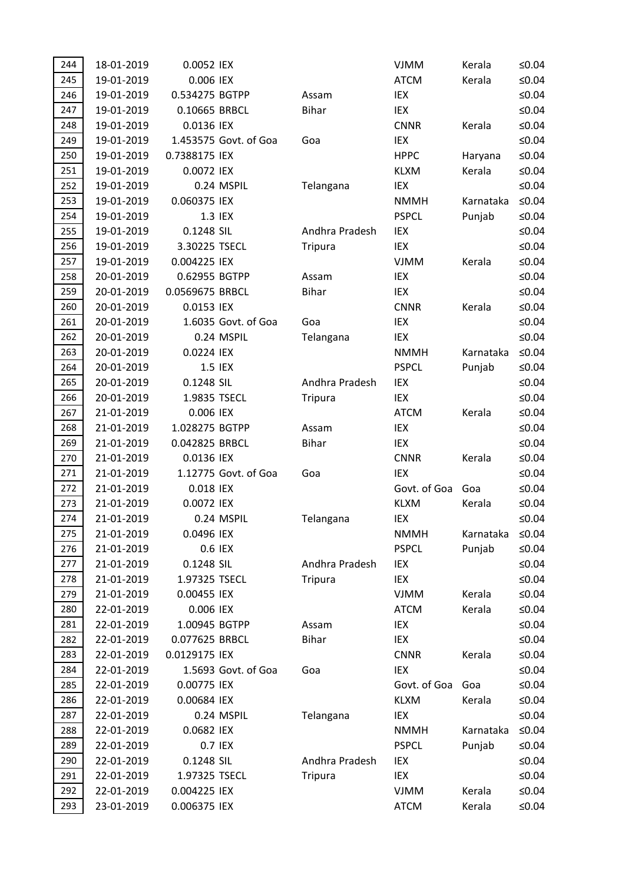| | | | | | | | |
|---|---|---|---|---|---|---|---|
| 244 | 18-01-2019 | 0.0052 | IEX | | VJMM | Kerala | ≤0.04 |
| 245 | 19-01-2019 | 0.006 | IEX | | ATCM | Kerala | ≤0.04 |
| 246 | 19-01-2019 | 0.534275 | BGTPP | Assam | IEX | | ≤0.04 |
| 247 | 19-01-2019 | 0.10665 | BRBCL | Bihar | IEX | | ≤0.04 |
| 248 | 19-01-2019 | 0.0136 | IEX | | CNNR | Kerala | ≤0.04 |
| 249 | 19-01-2019 | 1.453575 | Govt. of Goa | Goa | IEX | | ≤0.04 |
| 250 | 19-01-2019 | 0.7388175 | IEX | | HPPC | Haryana | ≤0.04 |
| 251 | 19-01-2019 | 0.0072 | IEX | | KLXM | Kerala | ≤0.04 |
| 252 | 19-01-2019 | 0.24 | MSPIL | Telangana | IEX | | ≤0.04 |
| 253 | 19-01-2019 | 0.060375 | IEX | | NMMH | Karnataka | ≤0.04 |
| 254 | 19-01-2019 | 1.3 | IEX | | PSPCL | Punjab | ≤0.04 |
| 255 | 19-01-2019 | 0.1248 | SIL | Andhra Pradesh | IEX | | ≤0.04 |
| 256 | 19-01-2019 | 3.30225 | TSECL | Tripura | IEX | | ≤0.04 |
| 257 | 19-01-2019 | 0.004225 | IEX | | VJMM | Kerala | ≤0.04 |
| 258 | 20-01-2019 | 0.62955 | BGTPP | Assam | IEX | | ≤0.04 |
| 259 | 20-01-2019 | 0.0569675 | BRBCL | Bihar | IEX | | ≤0.04 |
| 260 | 20-01-2019 | 0.0153 | IEX | | CNNR | Kerala | ≤0.04 |
| 261 | 20-01-2019 | 1.6035 | Govt. of Goa | Goa | IEX | | ≤0.04 |
| 262 | 20-01-2019 | 0.24 | MSPIL | Telangana | IEX | | ≤0.04 |
| 263 | 20-01-2019 | 0.0224 | IEX | | NMMH | Karnataka | ≤0.04 |
| 264 | 20-01-2019 | 1.5 | IEX | | PSPCL | Punjab | ≤0.04 |
| 265 | 20-01-2019 | 0.1248 | SIL | Andhra Pradesh | IEX | | ≤0.04 |
| 266 | 20-01-2019 | 1.9835 | TSECL | Tripura | IEX | | ≤0.04 |
| 267 | 21-01-2019 | 0.006 | IEX | | ATCM | Kerala | ≤0.04 |
| 268 | 21-01-2019 | 1.028275 | BGTPP | Assam | IEX | | ≤0.04 |
| 269 | 21-01-2019 | 0.042825 | BRBCL | Bihar | IEX | | ≤0.04 |
| 270 | 21-01-2019 | 0.0136 | IEX | | CNNR | Kerala | ≤0.04 |
| 271 | 21-01-2019 | 1.12775 | Govt. of Goa | Goa | IEX | | ≤0.04 |
| 272 | 21-01-2019 | 0.018 | IEX | | Govt. of Goa | Goa | ≤0.04 |
| 273 | 21-01-2019 | 0.0072 | IEX | | KLXM | Kerala | ≤0.04 |
| 274 | 21-01-2019 | 0.24 | MSPIL | Telangana | IEX | | ≤0.04 |
| 275 | 21-01-2019 | 0.0496 | IEX | | NMMH | Karnataka | ≤0.04 |
| 276 | 21-01-2019 | 0.6 | IEX | | PSPCL | Punjab | ≤0.04 |
| 277 | 21-01-2019 | 0.1248 | SIL | Andhra Pradesh | IEX | | ≤0.04 |
| 278 | 21-01-2019 | 1.97325 | TSECL | Tripura | IEX | | ≤0.04 |
| 279 | 21-01-2019 | 0.00455 | IEX | | VJMM | Kerala | ≤0.04 |
| 280 | 22-01-2019 | 0.006 | IEX | | ATCM | Kerala | ≤0.04 |
| 281 | 22-01-2019 | 1.00945 | BGTPP | Assam | IEX | | ≤0.04 |
| 282 | 22-01-2019 | 0.077625 | BRBCL | Bihar | IEX | | ≤0.04 |
| 283 | 22-01-2019 | 0.0129175 | IEX | | CNNR | Kerala | ≤0.04 |
| 284 | 22-01-2019 | 1.5693 | Govt. of Goa | Goa | IEX | | ≤0.04 |
| 285 | 22-01-2019 | 0.00775 | IEX | | Govt. of Goa | Goa | ≤0.04 |
| 286 | 22-01-2019 | 0.00684 | IEX | | KLXM | Kerala | ≤0.04 |
| 287 | 22-01-2019 | 0.24 | MSPIL | Telangana | IEX | | ≤0.04 |
| 288 | 22-01-2019 | 0.0682 | IEX | | NMMH | Karnataka | ≤0.04 |
| 289 | 22-01-2019 | 0.7 | IEX | | PSPCL | Punjab | ≤0.04 |
| 290 | 22-01-2019 | 0.1248 | SIL | Andhra Pradesh | IEX | | ≤0.04 |
| 291 | 22-01-2019 | 1.97325 | TSECL | Tripura | IEX | | ≤0.04 |
| 292 | 22-01-2019 | 0.004225 | IEX | | VJMM | Kerala | ≤0.04 |
| 293 | 23-01-2019 | 0.006375 | IEX | | ATCM | Kerala | ≤0.04 |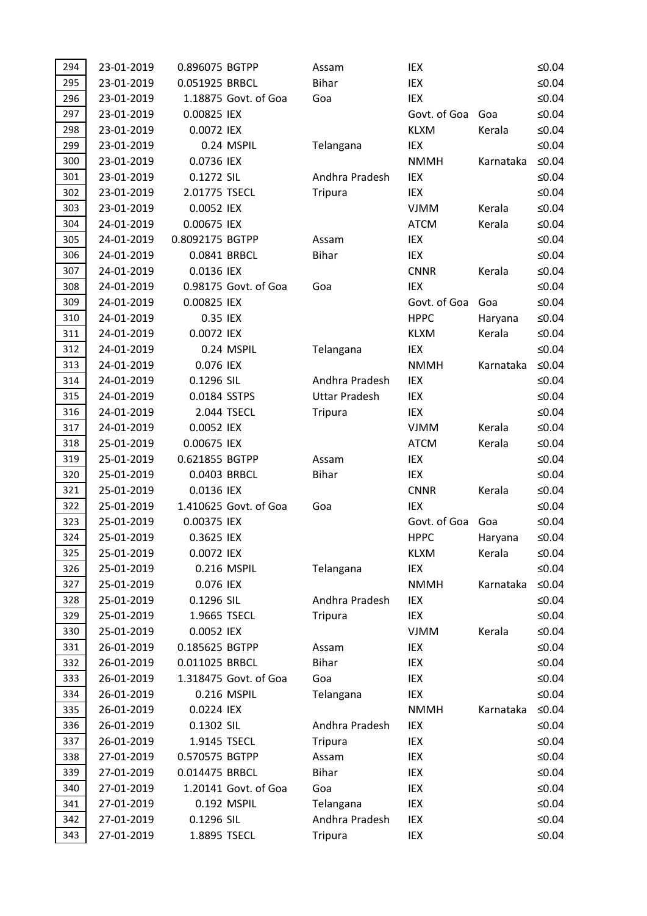| | | | | | | | |
|---|---|---|---|---|---|---|---|
| 294 | 23-01-2019 | 0.896075 | BGTPP | Assam | IEX | | ≤0.04 |
| 295 | 23-01-2019 | 0.051925 | BRBCL | Bihar | IEX | | ≤0.04 |
| 296 | 23-01-2019 | 1.18875 | Govt. of Goa | Goa | IEX | | ≤0.04 |
| 297 | 23-01-2019 | 0.00825 | IEX | | Govt. of Goa | Goa | ≤0.04 |
| 298 | 23-01-2019 | 0.0072 | IEX | | KLXM | Kerala | ≤0.04 |
| 299 | 23-01-2019 | 0.24 | MSPIL | Telangana | IEX | | ≤0.04 |
| 300 | 23-01-2019 | 0.0736 | IEX | | NMMH | Karnataka | ≤0.04 |
| 301 | 23-01-2019 | 0.1272 | SIL | Andhra Pradesh | IEX | | ≤0.04 |
| 302 | 23-01-2019 | 2.01775 | TSECL | Tripura | IEX | | ≤0.04 |
| 303 | 23-01-2019 | 0.0052 | IEX | | VJMM | Kerala | ≤0.04 |
| 304 | 24-01-2019 | 0.00675 | IEX | | ATCM | Kerala | ≤0.04 |
| 305 | 24-01-2019 | 0.8092175 | BGTPP | Assam | IEX | | ≤0.04 |
| 306 | 24-01-2019 | 0.0841 | BRBCL | Bihar | IEX | | ≤0.04 |
| 307 | 24-01-2019 | 0.0136 | IEX | | CNNR | Kerala | ≤0.04 |
| 308 | 24-01-2019 | 0.98175 | Govt. of Goa | Goa | IEX | | ≤0.04 |
| 309 | 24-01-2019 | 0.00825 | IEX | | Govt. of Goa | Goa | ≤0.04 |
| 310 | 24-01-2019 | 0.35 | IEX | | HPPC | Haryana | ≤0.04 |
| 311 | 24-01-2019 | 0.0072 | IEX | | KLXM | Kerala | ≤0.04 |
| 312 | 24-01-2019 | 0.24 | MSPIL | Telangana | IEX | | ≤0.04 |
| 313 | 24-01-2019 | 0.076 | IEX | | NMMH | Karnataka | ≤0.04 |
| 314 | 24-01-2019 | 0.1296 | SIL | Andhra Pradesh | IEX | | ≤0.04 |
| 315 | 24-01-2019 | 0.0184 | SSTPS | Uttar Pradesh | IEX | | ≤0.04 |
| 316 | 24-01-2019 | 2.044 | TSECL | Tripura | IEX | | ≤0.04 |
| 317 | 24-01-2019 | 0.0052 | IEX | | VJMM | Kerala | ≤0.04 |
| 318 | 25-01-2019 | 0.00675 | IEX | | ATCM | Kerala | ≤0.04 |
| 319 | 25-01-2019 | 0.621855 | BGTPP | Assam | IEX | | ≤0.04 |
| 320 | 25-01-2019 | 0.0403 | BRBCL | Bihar | IEX | | ≤0.04 |
| 321 | 25-01-2019 | 0.0136 | IEX | | CNNR | Kerala | ≤0.04 |
| 322 | 25-01-2019 | 1.410625 | Govt. of Goa | Goa | IEX | | ≤0.04 |
| 323 | 25-01-2019 | 0.00375 | IEX | | Govt. of Goa | Goa | ≤0.04 |
| 324 | 25-01-2019 | 0.3625 | IEX | | HPPC | Haryana | ≤0.04 |
| 325 | 25-01-2019 | 0.0072 | IEX | | KLXM | Kerala | ≤0.04 |
| 326 | 25-01-2019 | 0.216 | MSPIL | Telangana | IEX | | ≤0.04 |
| 327 | 25-01-2019 | 0.076 | IEX | | NMMH | Karnataka | ≤0.04 |
| 328 | 25-01-2019 | 0.1296 | SIL | Andhra Pradesh | IEX | | ≤0.04 |
| 329 | 25-01-2019 | 1.9665 | TSECL | Tripura | IEX | | ≤0.04 |
| 330 | 25-01-2019 | 0.0052 | IEX | | VJMM | Kerala | ≤0.04 |
| 331 | 26-01-2019 | 0.185625 | BGTPP | Assam | IEX | | ≤0.04 |
| 332 | 26-01-2019 | 0.011025 | BRBCL | Bihar | IEX | | ≤0.04 |
| 333 | 26-01-2019 | 1.318475 | Govt. of Goa | Goa | IEX | | ≤0.04 |
| 334 | 26-01-2019 | 0.216 | MSPIL | Telangana | IEX | | ≤0.04 |
| 335 | 26-01-2019 | 0.0224 | IEX | | NMMH | Karnataka | ≤0.04 |
| 336 | 26-01-2019 | 0.1302 | SIL | Andhra Pradesh | IEX | | ≤0.04 |
| 337 | 26-01-2019 | 1.9145 | TSECL | Tripura | IEX | | ≤0.04 |
| 338 | 27-01-2019 | 0.570575 | BGTPP | Assam | IEX | | ≤0.04 |
| 339 | 27-01-2019 | 0.014475 | BRBCL | Bihar | IEX | | ≤0.04 |
| 340 | 27-01-2019 | 1.20141 | Govt. of Goa | Goa | IEX | | ≤0.04 |
| 341 | 27-01-2019 | 0.192 | MSPIL | Telangana | IEX | | ≤0.04 |
| 342 | 27-01-2019 | 0.1296 | SIL | Andhra Pradesh | IEX | | ≤0.04 |
| 343 | 27-01-2019 | 1.8895 | TSECL | Tripura | IEX | | ≤0.04 |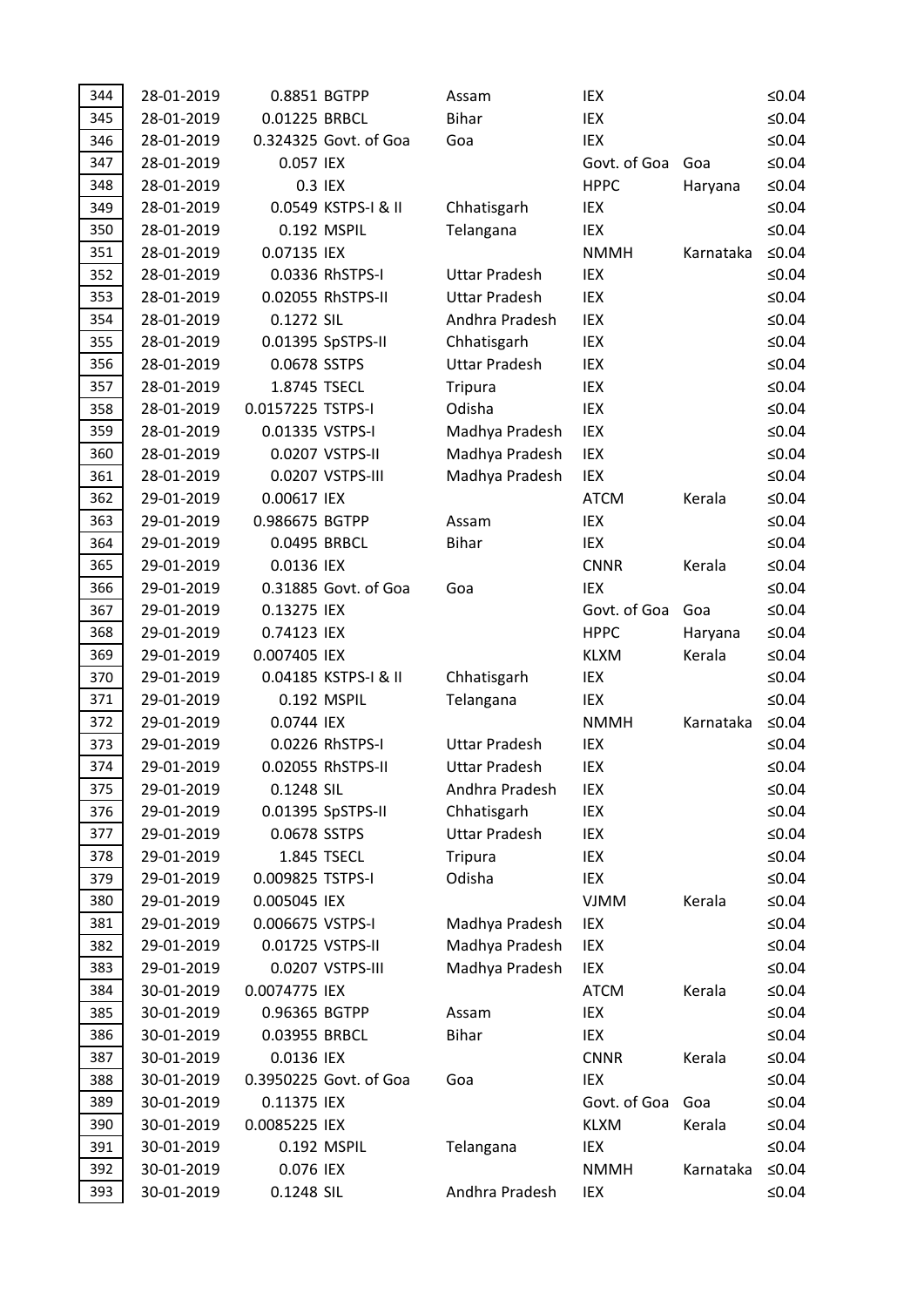| | | | | | | | |
|---|---|---|---|---|---|---|---|
| 344 | 28-01-2019 | 0.8851 | BGTPP | Assam | IEX | | ≤0.04 |
| 345 | 28-01-2019 | 0.01225 | BRBCL | Bihar | IEX | | ≤0.04 |
| 346 | 28-01-2019 | 0.324325 | Govt. of Goa | Goa | IEX | | ≤0.04 |
| 347 | 28-01-2019 | 0.057 | IEX | | Govt. of Goa | Goa | ≤0.04 |
| 348 | 28-01-2019 | 0.3 | IEX | | HPPC | Haryana | ≤0.04 |
| 349 | 28-01-2019 | 0.0549 | KSTPS-I & II | Chhatisgarh | IEX | | ≤0.04 |
| 350 | 28-01-2019 | 0.192 | MSPIL | Telangana | IEX | | ≤0.04 |
| 351 | 28-01-2019 | 0.07135 | IEX | | NMMH | Karnataka | ≤0.04 |
| 352 | 28-01-2019 | 0.0336 | RhSTPS-I | Uttar Pradesh | IEX | | ≤0.04 |
| 353 | 28-01-2019 | 0.02055 | RhSTPS-II | Uttar Pradesh | IEX | | ≤0.04 |
| 354 | 28-01-2019 | 0.1272 | SIL | Andhra Pradesh | IEX | | ≤0.04 |
| 355 | 28-01-2019 | 0.01395 | SpSTPS-II | Chhatisgarh | IEX | | ≤0.04 |
| 356 | 28-01-2019 | 0.0678 | SSTPS | Uttar Pradesh | IEX | | ≤0.04 |
| 357 | 28-01-2019 | 1.8745 | TSECL | Tripura | IEX | | ≤0.04 |
| 358 | 28-01-2019 | 0.0157225 | TSTPS-I | Odisha | IEX | | ≤0.04 |
| 359 | 28-01-2019 | 0.01335 | VSTPS-I | Madhya Pradesh | IEX | | ≤0.04 |
| 360 | 28-01-2019 | 0.0207 | VSTPS-II | Madhya Pradesh | IEX | | ≤0.04 |
| 361 | 28-01-2019 | 0.0207 | VSTPS-III | Madhya Pradesh | IEX | | ≤0.04 |
| 362 | 29-01-2019 | 0.00617 | IEX | | ATCM | Kerala | ≤0.04 |
| 363 | 29-01-2019 | 0.986675 | BGTPP | Assam | IEX | | ≤0.04 |
| 364 | 29-01-2019 | 0.0495 | BRBCL | Bihar | IEX | | ≤0.04 |
| 365 | 29-01-2019 | 0.0136 | IEX | | CNNR | Kerala | ≤0.04 |
| 366 | 29-01-2019 | 0.31885 | Govt. of Goa | Goa | IEX | | ≤0.04 |
| 367 | 29-01-2019 | 0.13275 | IEX | | Govt. of Goa | Goa | ≤0.04 |
| 368 | 29-01-2019 | 0.74123 | IEX | | HPPC | Haryana | ≤0.04 |
| 369 | 29-01-2019 | 0.007405 | IEX | | KLXM | Kerala | ≤0.04 |
| 370 | 29-01-2019 | 0.04185 | KSTPS-I & II | Chhatisgarh | IEX | | ≤0.04 |
| 371 | 29-01-2019 | 0.192 | MSPIL | Telangana | IEX | | ≤0.04 |
| 372 | 29-01-2019 | 0.0744 | IEX | | NMMH | Karnataka | ≤0.04 |
| 373 | 29-01-2019 | 0.0226 | RhSTPS-I | Uttar Pradesh | IEX | | ≤0.04 |
| 374 | 29-01-2019 | 0.02055 | RhSTPS-II | Uttar Pradesh | IEX | | ≤0.04 |
| 375 | 29-01-2019 | 0.1248 | SIL | Andhra Pradesh | IEX | | ≤0.04 |
| 376 | 29-01-2019 | 0.01395 | SpSTPS-II | Chhatisgarh | IEX | | ≤0.04 |
| 377 | 29-01-2019 | 0.0678 | SSTPS | Uttar Pradesh | IEX | | ≤0.04 |
| 378 | 29-01-2019 | 1.845 | TSECL | Tripura | IEX | | ≤0.04 |
| 379 | 29-01-2019 | 0.009825 | TSTPS-I | Odisha | IEX | | ≤0.04 |
| 380 | 29-01-2019 | 0.005045 | IEX | | VJMM | Kerala | ≤0.04 |
| 381 | 29-01-2019 | 0.006675 | VSTPS-I | Madhya Pradesh | IEX | | ≤0.04 |
| 382 | 29-01-2019 | 0.01725 | VSTPS-II | Madhya Pradesh | IEX | | ≤0.04 |
| 383 | 29-01-2019 | 0.0207 | VSTPS-III | Madhya Pradesh | IEX | | ≤0.04 |
| 384 | 30-01-2019 | 0.0074775 | IEX | | ATCM | Kerala | ≤0.04 |
| 385 | 30-01-2019 | 0.96365 | BGTPP | Assam | IEX | | ≤0.04 |
| 386 | 30-01-2019 | 0.03955 | BRBCL | Bihar | IEX | | ≤0.04 |
| 387 | 30-01-2019 | 0.0136 | IEX | | CNNR | Kerala | ≤0.04 |
| 388 | 30-01-2019 | 0.3950225 | Govt. of Goa | Goa | IEX | | ≤0.04 |
| 389 | 30-01-2019 | 0.11375 | IEX | | Govt. of Goa | Goa | ≤0.04 |
| 390 | 30-01-2019 | 0.0085225 | IEX | | KLXM | Kerala | ≤0.04 |
| 391 | 30-01-2019 | 0.192 | MSPIL | Telangana | IEX | | ≤0.04 |
| 392 | 30-01-2019 | 0.076 | IEX | | NMMH | Karnataka | ≤0.04 |
| 393 | 30-01-2019 | 0.1248 | SIL | Andhra Pradesh | IEX | | ≤0.04 |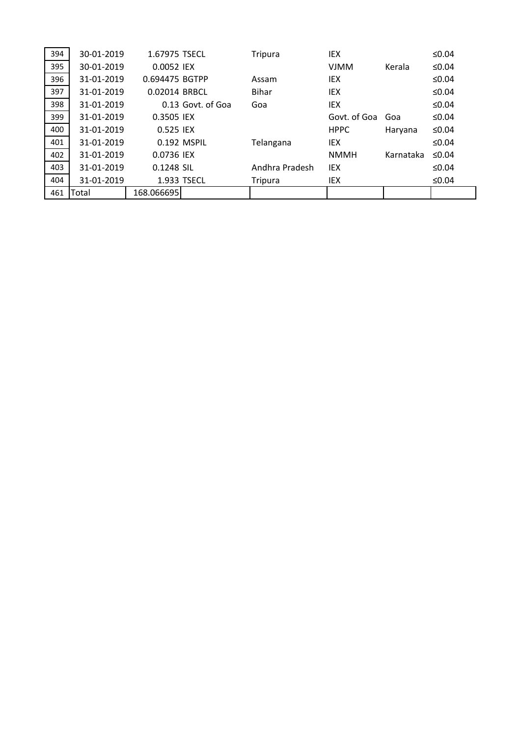| 394 | 30-01-2019 | 1.67975 | TSECL | Tripura | IEX | | ≤0.04 |
|---|---|---|---|---|---|---|---|
| 395 | 30-01-2019 | 0.0052 | IEX | | VJMM | Kerala | ≤0.04 |
| 396 | 31-01-2019 | 0.694475 | BGTPP | Assam | IEX | | ≤0.04 |
| 397 | 31-01-2019 | 0.02014 | BRBCL | Bihar | IEX | | ≤0.04 |
| 398 | 31-01-2019 | 0.13 | Govt. of Goa | Goa | IEX | | ≤0.04 |
| 399 | 31-01-2019 | 0.3505 | IEX | | Govt. of Goa | Goa | ≤0.04 |
| 400 | 31-01-2019 | 0.525 | IEX | | HPPC | Haryana | ≤0.04 |
| 401 | 31-01-2019 | 0.192 | MSPIL | Telangana | IEX | | ≤0.04 |
| 402 | 31-01-2019 | 0.0736 | IEX | | NMMH | Karnataka | ≤0.04 |
| 403 | 31-01-2019 | 0.1248 | SIL | Andhra Pradesh | IEX | | ≤0.04 |
| 404 | 31-01-2019 | 1.933 | TSECL | Tripura | IEX | | ≤0.04 |
| 461 | Total | 168.066695 | | | | | |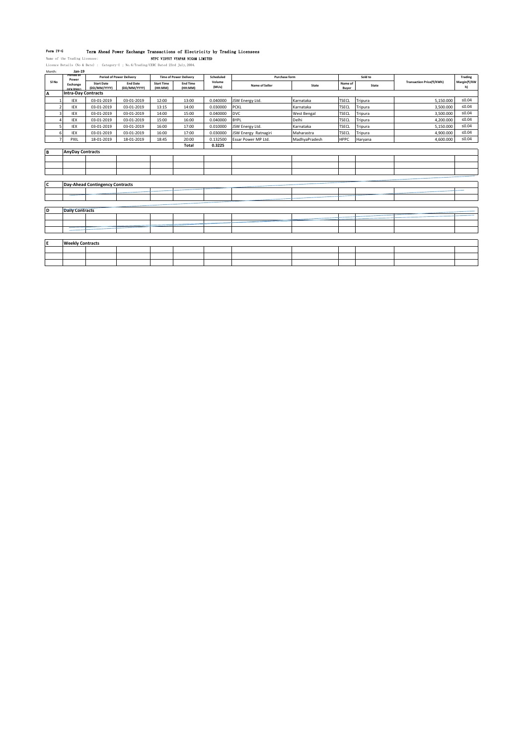Form IV-G **Term Ahead Power Exchange Transactions of Electricity by Trading Licensees**

Name of the Trading Licensee: **NTPC VIDYUT VYAPAR NIGAM LIMITED**

Licence Details (No & Date) : Category-I ; No.6/Trading/CERC Dated 23rd July,2004.

Month: **Jan-19**

| Sl No | Period of Power Exchange (IEX/PXIL) | Period of Power Delivery | | Time of Power Delivery | | Scheduled Volume (MUs) | Purchase form | | Sold to | | Transaction Price(₹/KWh) | Trading Margin(₹/KWh) |
|---|---|---|---|---|---|---|---|---|---|---|---|---|
| | | Start Date (DD/MM/YYYY) | End Date (DD/MM/YYYY) | Start Time (HH:MM) | End Time (HH:MM) | | Name of Seller | State | Name of Buyer | State | | |
| **A** | **Intra-Day Contracts** | | | | | | | | | | | |
| 1 | IEX | 03-01-2019 | 03-01-2019 | 12:00 | 13:00 | 0.040000 | JSW Energy Ltd. | Karnataka | TSECL | Tripura | 5,150.000 | ≤0.04 |
| 2 | IEX | 03-01-2019 | 03-01-2019 | 13:15 | 14:00 | 0.030000 | PCKL | Karnataka | TSECL | Tripura | 3,500.000 | ≤0.04 |
| 3 | IEX | 03-01-2019 | 03-01-2019 | 14:00 | 15:00 | 0.040000 | DVC | West Bengal | TSECL | Tripura | 3,500.000 | ≤0.04 |
| 4 | IEX | 03-01-2019 | 03-01-2019 | 15:00 | 16:00 | 0.040000 | BYPL | Delhi | TSECL | Tripura | 4,200.000 | ≤0.04 |
| 5 | IEX | 03-01-2019 | 03-01-2019 | 16:00 | 17:00 | 0.010000 | JSW Energy Ltd. | Karnataka | TSECL | Tripura | 5,150.000 | ≤0.04 |
| 6 | IEX | 03-01-2019 | 03-01-2019 | 16:00 | 17:00 | 0.030000 | JSW Energy Ratnagiri | Maharastra | TSECL | Tripura | 4,900.000 | ≤0.04 |
| 7 | PXIL | 18-01-2019 | 18-01-2019 | 18:45 | 20:00 | 0.132500 | Essar Power MP Ltd. | MadhyaPradesh | HPPC | Haryana | 4,600.000 | ≤0.04 |
| | | | | | **Total** | **0.3225** | | | | | | |
| **B** | **AnyDay Contracts** | | | | | | | | | | | |
| | | | | | | | | | | | | |
| **C** | **Day-Ahead Contingency Contracts** | | | | | | | | | | | |
| | | | | | | | | | | | | |
| **D** | **Daily Contracts** | | | | | | | | | | | |
| | | | | | | | | | | | | |
| **E** | **Weekly Contracts** | | | | | | | | | | | |
| | | | | | | | | | | | | |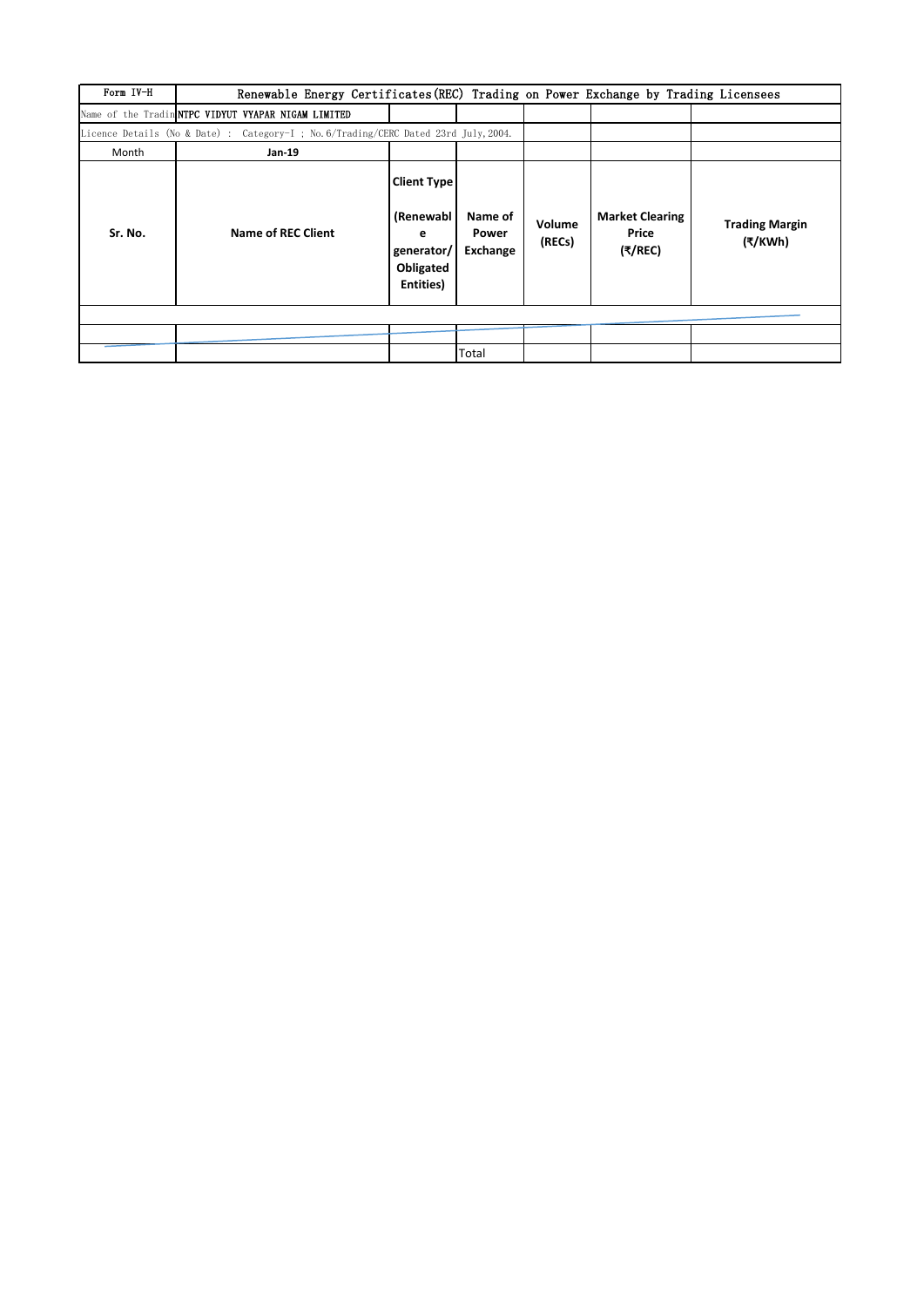| Form IV-H | Renewable Energy Certificates(REC) Trading on Power Exchange by Trading Licensees | | | | |
|---|---|---|---|---|---|
| Name of the Tradin | NTPC VIDYUT VYAPAR NIGAM LIMITED | | | | |
| Licence Details (No & Date) : Category-I ; No.6/Trading/CERC Dated 23rd July,2004. | | | | | |
| Month | Jan-19 | | | | |
| **Sr. No.** | **Name of REC Client** | **Client Type (Renewable generator/ Obligated Entities)** | **Name of Power Exchange** | **Volume (RECs)** | **Market Clearing Price (₹/REC)** | **Trading Margin (₹/KWh)** |
| | | | | | | |
| | | | | | | |
| | | | Total | | | |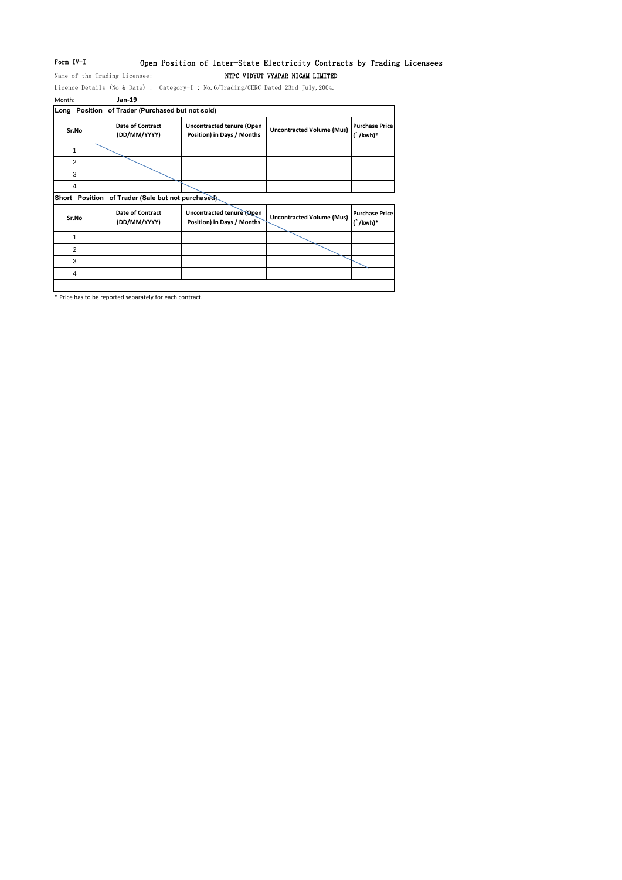Form IV-I

# Open Position of Inter-State Electricity Contracts by Trading Licensees

Name of the Trading Licensee: **NTPC VIDYUT VYAPAR NIGAM LIMITED**

Licence Details (No & Date) : Category-I ; No.6/Trading/CERC Dated 23rd July,2004.

Month: **Jan-19**

**Long Position of Trader (Purchased but not sold)**

| Sr.No | Date of Contract (DD/MM/YYYY) | Uncontracted tenure (Open Position) in Days / Months | Uncontracted Volume (Mus) | Purchase Price (`/kwh)* |
|---|---|---|---|---|
| 1 | | | | |
| 2 | | | | |
| 3 | | | | |
| 4 | | | | |

**Short Position of Trader (Sale but not purchased)**

| Sr.No | Date of Contract (DD/MM/YYYY) | Uncontracted tenure (Open Position) in Days / Months | Uncontracted Volume (Mus) | Purchase Price (`/kwh)* |
|---|---|---|---|---|
| 1 | | | | |
| 2 | | | | |
| 3 | | | | |
| 4 | | | | |

* Price has to be reported separately for each contract.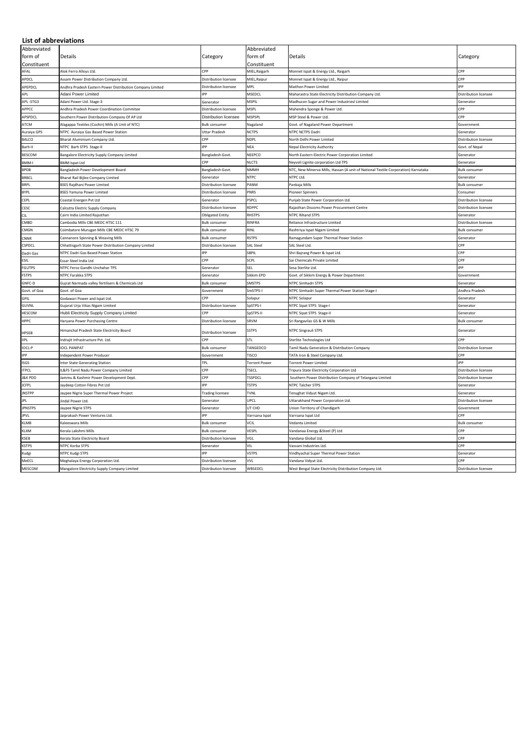## List of abbreviations

| Abbreviated form of Constituent | Details | Category | Abbreviated form of Constituent | Details | Category |
|---|---|---|---|---|---|
| AFAL | Alok Ferro Alloys Ltd. | CPP | MIEL,Raigarh | Monnet Ispat & Energy Ltd., Raigarh | CPP |
| APDCL | Assam Power Distribution Company Ltd. | Distribution licensee | MIEL,Raipur | Monnet Ispat & Energy Ltd., Raipur | CPP |
| APEPDCL | Andhra Pradesh Eastern Power Distribution Company Limited | Distribution licensee | MPL | Maithon Power Limited | IPP |
| APL | Adani Power Limited | IPP | MSEDCL | Maharastra State Electricity Distribution Company Ltd. | Distribution licensee |
| APL -STG3 | Adani Power Ltd. Stage-3 | Generator | MSPIL | Madhucon Sugar and Power Industriesl Limited | Generator |
| APPCC | Andhra Pradesh Power Coordination Commitee | Distribution licensee | MSPL | Mahendra Sponge & Power Ltd. | CPP |
| APSPDCL | Southern Power Distribution Company Of AP Ltd | Distribution licensee | MSPSPL | MSP Steel & Power Ltd. | CPP |
| ATCM | Alagappa Textiles (Cochin) Mills (A Unit of NTC) | Bulk consumer | Nagaland | Govt. of Nagaland Power Department | Government |
| Auraiya GPS | NTPC Auraiya Gas Based Power Station | Uttar Pradesh | NCTPS | NTPC NCTPS Dadri | Generator |
| BALCO | Bharat Aluminium Company Ltd. | CPP | NDPL | North Delhi Power Limited | Distribution licensee |
| Barh-II | NTPC Barh STPS Stage-II | IPP | NEA | Nepal Electricity Authority | Govt. of Nepal |
| BESCOM | Bangalore Electricity Supply Company Limited | Bangladesh Govt. | NEEPCO | North Eastern Electric Power Corporation Limited | Generator |
| BMM-I | BMM Ispat Ltd | CPP | NLCTS | Neyveli Lignite corporation Ltd TPS | Generator |
| BPDB | Bangladesh Power Development Board | Bangladesh Govt. | NMMH | NTC, New Minerva Mills, Hassan (A unit of National Textile Corporation) Karnataka | Bulk consumer |
| BRBCL | Bharat Rail Bijlee Company Limited | Generator | NTPC | NTPC Ltd. | Generator |
| BRPL | BSES Rajdhani Power Limited | Distribution licensee | PANM | Pankaja Mills | Bulk consumer |
| BYPL | BSES Yamuna Power Limited | Distribution licensee | PNRS | Pioneer Spinners | Consumer |
| CEPL | Coastal Energen Pvt Ltd | Generator | PSPCL | Punjab State Power Corporation Ltd. | Distribution licensee |
| CESC | Calcutta Electric Supply Company | Distribution licensee | RDPPC | Rajasthan Discoms Power Procurement Centre | Distribution licensee |
| CIL | Cairn India Limited Rajasthan | Obligated Entity | RHSTPS | NTPC Rihand STPS | Generator |
| CMBD | Cambodia Mills CBE MEDC HTSC 111 | Bulk consumer | RINFRA | Reliance Infrastructure Limited | Distribution licensee |
| CMGN | Coimbatore Murugan Mills CBE MEDC HTSC 79 | Bulk consumer | RINL | Rashtriya Ispat Nigam Limited | Bulk consumer |
| CNNR | Cannanore Spinning & Weaving Mills | Bulk consumer | RSTPS | Ramagundam Super Thermal Power Station | Generator |
| CSPDCL | Chhattisgarh State Power Distribution Company Limited | Distribution licensee | SAL Steel | SAL Steel Ltd. | CPP |
| Dadri Gas | NTPC Dadri Gas Based Power Station | IPP | SBPIL | Shri Bajrang Power & Ispat Ltd. | CPP |
| ESIL | Essar Steel India Ltd | CPP | SCPL | Sai Chemicals Private Limited | CPP |
| FGUTPS | NTPC Feroz Gandhi Unchahar TPS | Generator | SEL | Sesa Sterlite Ltd. | IPP |
| FSTPS | NTPC Farakka STPS | Generator | Sikkim EPD | Govt. of Sikkim Energy & Power Department | Government |
| GNFC-D | Gujrat Narmada valley fertilisers & Chemicals Ltd | Bulk consumer | SMSTPS | NTPC Simhadri STPS | Generator |
| Govt. of Goa | Govt. of Goa | Government | SmSTPS-I | NTPC Simhadri Super Thermal Power Station Stage-I | Andhra Pradesh |
| GPIL | Godawari Power and Ispat Ltd. | CPP | Solapur | NTPC Solapur | Generator |
| GUVNL | Gujarat Urja Vikas Nigam Limited | Distribution licensee | SpSTPS-I | NTPC Sipat STPS Stage-I | Generator |
| HESCOM | Hubli Electricity Supply Company Limited | CPP | SpSTPS-II | NTPC Sipat STPS Stage-II | Generator |
| HPPC | Haryana Power Purchasing Centre | Distribution licensee | SRVM | Sri Rangavilas GS & W Mills | Bulk consumer |
| HPSEB | Himanchal Pradesh State Electricity Board | Distribution licensee | SSTPS | NTPC Singrauli STPS | Generator |
| IIPL | Indrajit Infrastructure Pvt. Ltd. | CPP | STL | Sterlite Technologies Ltd | CPP |
| IOCL-P | IOCL PANIPAT | Bulk consumer | TANGEDCO | Tamil Nadu Generation & Distribution Company | Distribution licensee |
| IPP | Independent Power Producer | Government | TISCO | TATA Iron & Steel Company Ltd. | CPP |
| ISGS | Inter State Generating Station | TPL | Torrent Power | Torrent Power Limited | IPP |
| ITPCL | IL&FS Tamil Nadu Power Company Limited | CPP | TSECL | Tripura State Electricity Corporation Ltd | Distribution licensee |
| J&K PDD | Jammu & Kashmir Power Development Dept. | CPP | TSSPDCL | Southern Power Distribution Company of Telangana Limited | Distribution licensee |
| JCFPL | Jaydeep Cotton Fibres Pvt Ltd | IPP | TSTPS | NTPC Talcher STPS | Generator |
| JNSTPP | Jaypee Nigrie Super Thermal Power Project | Trading licensee | TVNL | Tenughat Vidyut Nigam Ltd. | Generator |
| JPL | Jindal Power Ltd. | Generator | UPCL | Uttarakhand Power Corporation Ltd. | Distribution licensee |
| JPNSTPS | Jaypee Nigrie STPS | Generator | UT CHD | Union Territory of Chandigarh | Government |
| JPVL | Jaiprakash Power Ventures Ltd. | IPP | Varrsana Ispat | Varrsana Ispat Ltd | CPP |
| KLMB | Kaleeswara Mills | Bulk consumer | VCIL | Vedanta Limited | Bulk consumer |
| KLXM | Kerala Lakshmi Mills | Bulk consumer | VESPL | Vandanaa Energy &Steel (P) Ltd | CPP |
| KSEB | Kerala State Electricity Board | Distribution licensee | VGL | Vandana Global Ltd. | CPP |
| KSTPS | NTPC Korba STPS | Generator | VIL | Vasvani Industries Ltd. | CPP |
| Kudgi | NTPC Kudgi STPS | IPP | VSTPS | Vindhyachal Super Thermal Power Station | Generator |
| MeECL | Meghalaya Energy Corporation Ltd. | Distribution licensee | VVL | Vandana Vidyut Ltd. | CPP |
| MESCOM | Mangalore Electricity Supply Company Limited | Distribution licensee | WBSEDCL | West Bengal State Electricity Distribution Company Ltd. | Distribution licensee |